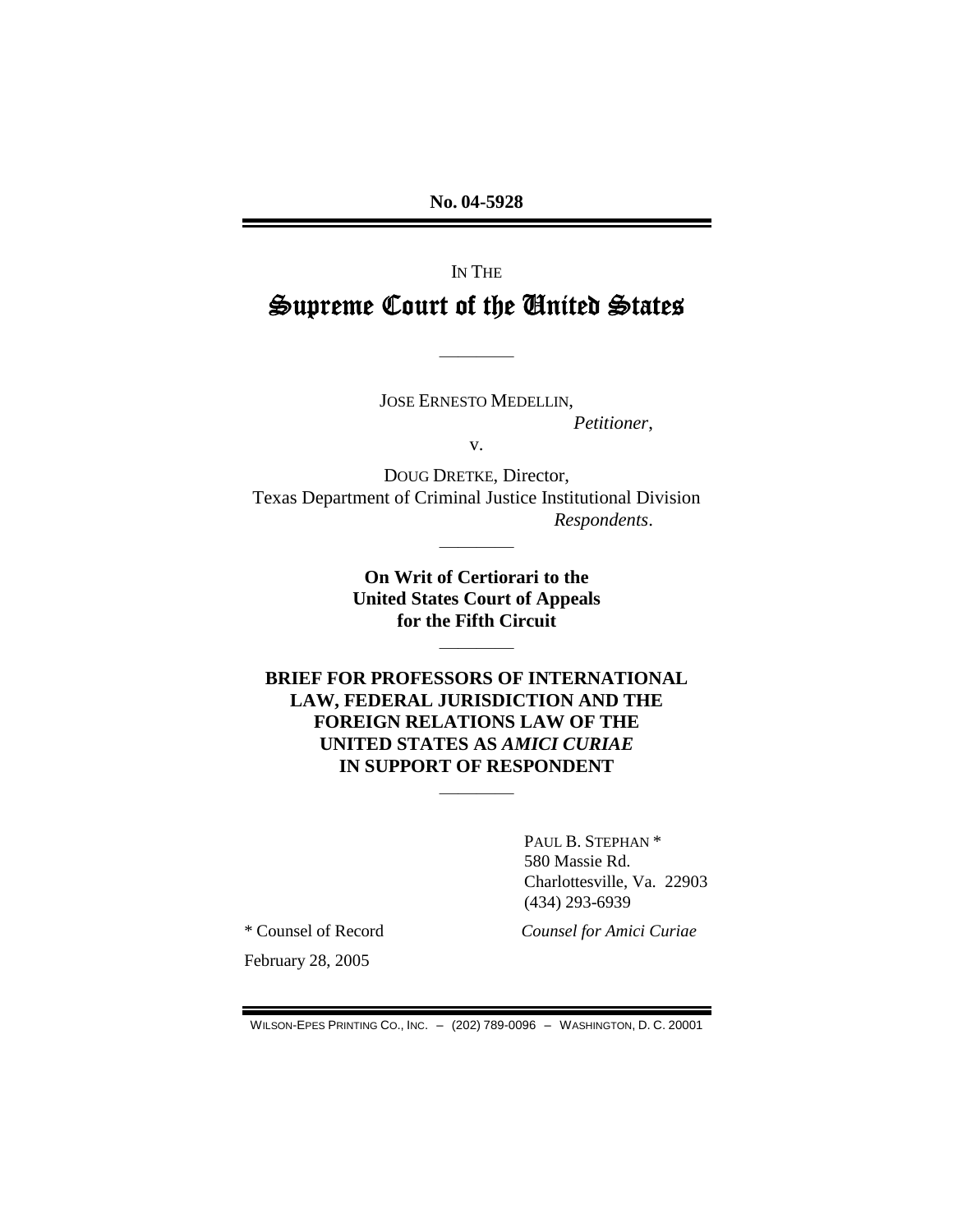**No. 04-5928**

---

IN THE

# Supreme Court of the United States

---

JOSE ERNESTO MEDELLIN,

*Petitioner*,

v.

DOUG DRETKE, Director,
Texas Department of Criminal Justice Institutional Division

*Respondents*.

---

**On Writ of Certiorari to the United States Court of Appeals for the Fifth Circuit**

---

**BRIEF FOR PROFESSORS OF INTERNATIONAL LAW, FEDERAL JURISDICTION AND THE FOREIGN RELATIONS LAW OF THE UNITED STATES AS *AMICI CURIAE* IN SUPPORT OF RESPONDENT**

---

PAUL B. STEPHAN *
580 Massie Rd.
Charlottesville, Va. 22903
(434) 293-6939

*Counsel for Amici Curiae*

* Counsel of Record

February 28, 2005

WILSON-EPES PRINTING CO., INC. – (202) 789-0096 – WASHINGTON, D. C. 20001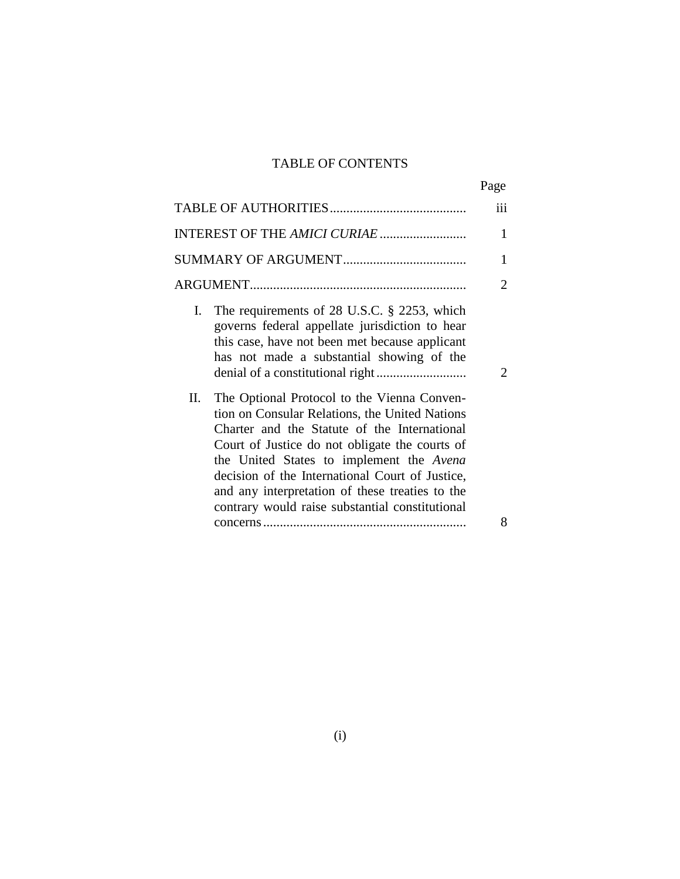# TABLE OF CONTENTS

| | Page |
|---|---|
| TABLE OF AUTHORITIES | iii |
| INTEREST OF THE *AMICI CURIAE* | 1 |
| SUMMARY OF ARGUMENT | 1 |
| ARGUMENT | 2 |
| I. The requirements of 28 U.S.C. § 2253, which governs federal appellate jurisdiction to hear this case, have not been met because applicant has not made a substantial showing of the denial of a constitutional right | 2 |
| II. The Optional Protocol to the Vienna Convention on Consular Relations, the United Nations Charter and the Statute of the International Court of Justice do not obligate the courts of the United States to implement the *Avena* decision of the International Court of Justice, and any interpretation of these treaties to the contrary would raise substantial constitutional concerns | 8 |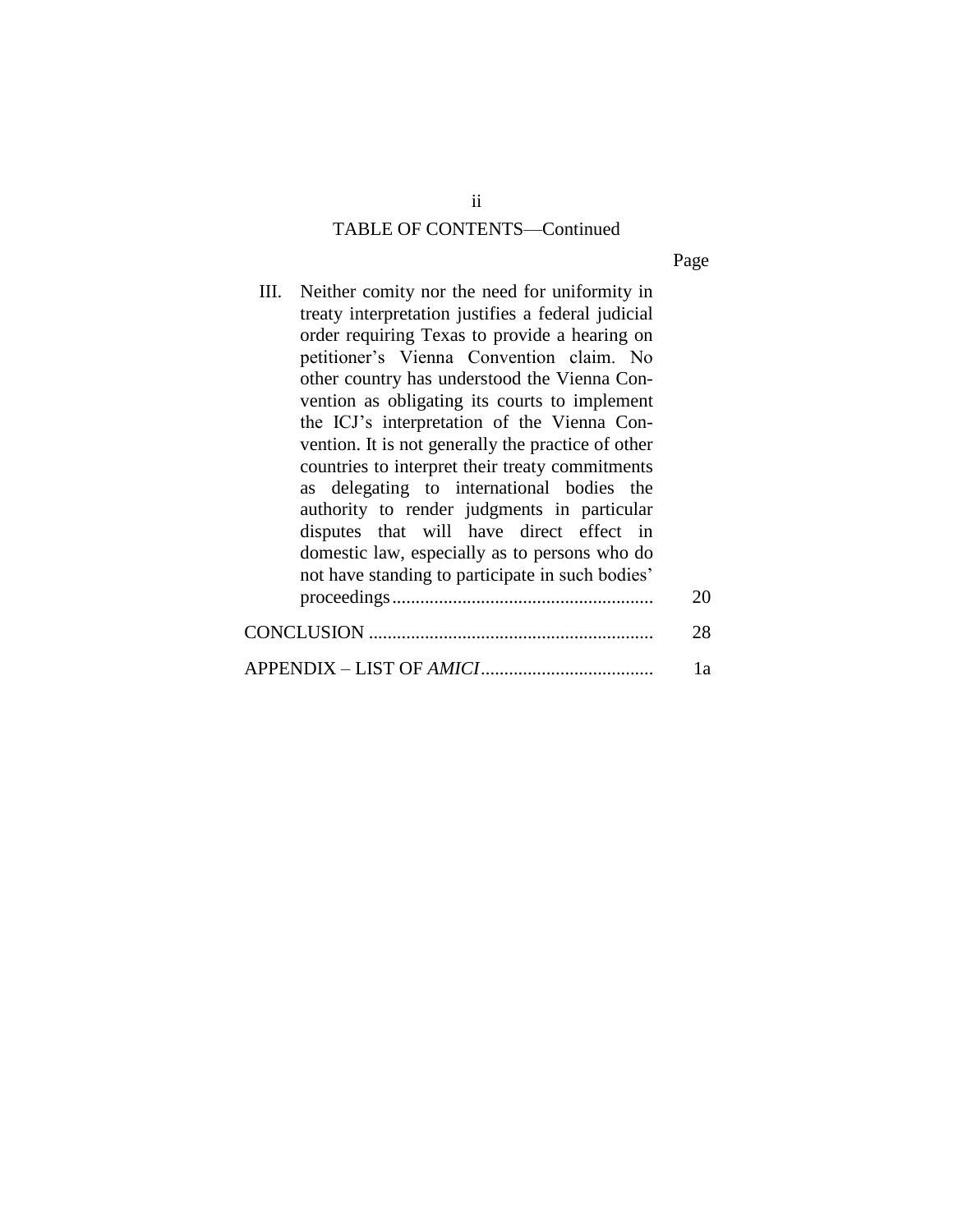## TABLE OF CONTENTS—Continued

| | Page |
|---|---|
| III. Neither comity nor the need for uniformity in treaty interpretation justifies a federal judicial order requiring Texas to provide a hearing on petitioner's Vienna Convention claim. No other country has understood the Vienna Convention as obligating its courts to implement the ICJ's interpretation of the Vienna Convention. It is not generally the practice of other countries to interpret their treaty commitments as delegating to international bodies the authority to render judgments in particular disputes that will have direct effect in domestic law, especially as to persons who do not have standing to participate in such bodies' proceedings | 20 |
| CONCLUSION | 28 |
| APPENDIX – LIST OF *AMICI* | 1a |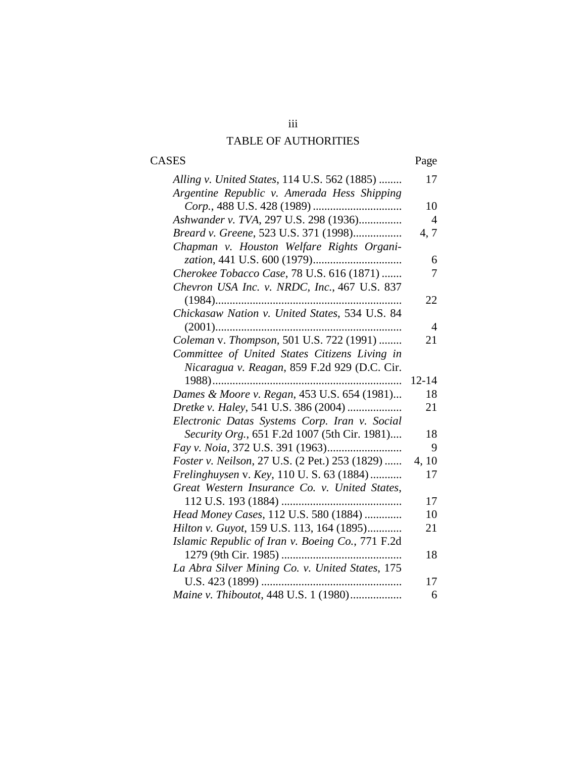## TABLE OF AUTHORITIES

| CASES | Page |
|---|---|
| *Alling v. United States*, 114 U.S. 562 (1885) | 17 |
| *Argentine Republic v. Amerada Hess Shipping Corp.*, 488 U.S. 428 (1989) | 10 |
| *Ashwander v. TVA*, 297 U.S. 298 (1936) | 4 |
| *Breard v. Greene*, 523 U.S. 371 (1998) | 4, 7 |
| *Chapman v. Houston Welfare Rights Organization*, 441 U.S. 600 (1979) | 6 |
| *Cherokee Tobacco Case*, 78 U.S. 616 (1871) | 7 |
| *Chevron USA Inc. v. NRDC, Inc.*, 467 U.S. 837 (1984) | 22 |
| *Chickasaw Nation v. United States*, 534 U.S. 84 (2001) | 4 |
| *Coleman* v. *Thompson*, 501 U.S. 722 (1991) | 21 |
| *Committee of United States Citizens Living in Nicaragua v. Reagan*, 859 F.2d 929 (D.C. Cir. 1988) | 12-14 |
| *Dames & Moore v. Regan*, 453 U.S. 654 (1981) | 18 |
| *Dretke v. Haley*, 541 U.S. 386 (2004) | 21 |
| *Electronic Datas Systems Corp. Iran v. Social Security Org.*, 651 F.2d 1007 (5th Cir. 1981) | 18 |
| *Fay v. Noia*, 372 U.S. 391 (1963) | 9 |
| *Foster v. Neilson*, 27 U.S. (2 Pet.) 253 (1829) | 4, 10 |
| *Frelinghuysen* v. *Key*, 110 U. S. 63 (1884) | 17 |
| *Great Western Insurance Co. v. United States*, 112 U.S. 193 (1884) | 17 |
| *Head Money Cases*, 112 U.S. 580 (1884) | 10 |
| *Hilton v. Guyot*, 159 U.S. 113, 164 (1895) | 21 |
| *Islamic Republic of Iran v. Boeing Co.*, 771 F.2d 1279 (9th Cir. 1985) | 18 |
| *La Abra Silver Mining Co. v. United States*, 175 U.S. 423 (1899) | 17 |
| *Maine v. Thiboutot*, 448 U.S. 1 (1980) | 6 |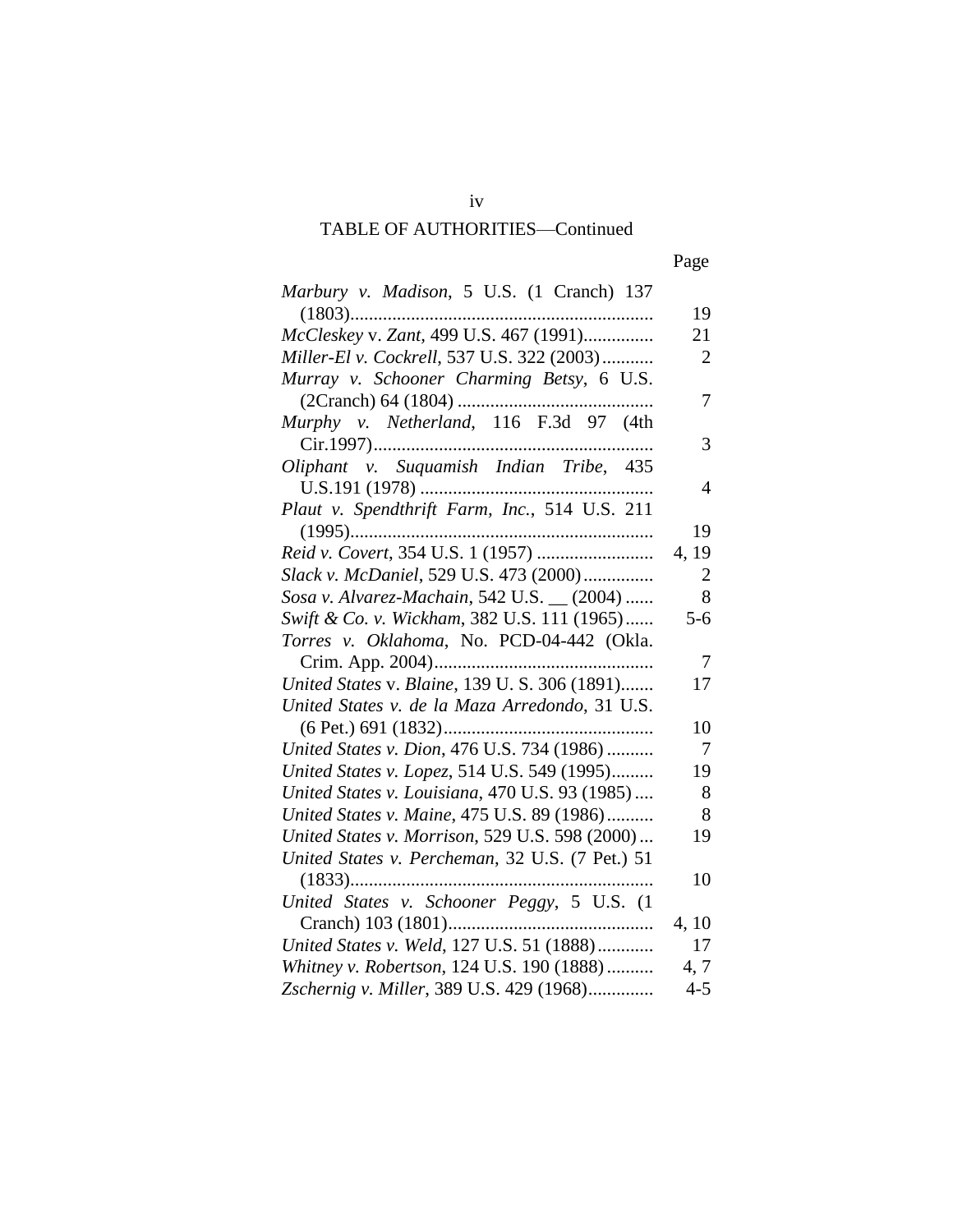TABLE OF AUTHORITIES—Continued

| | Page |
|---|---|
| *Marbury v. Madison*, 5 U.S. (1 Cranch) 137 (1803) | 19 |
| *McCleskey* v. *Zant*, 499 U.S. 467 (1991) | 21 |
| *Miller-El v. Cockrell*, 537 U.S. 322 (2003) | 2 |
| *Murray v. Schooner Charming Betsy*, 6 U.S. (2Cranch) 64 (1804) | 7 |
| *Murphy v. Netherland*, 116 F.3d 97 (4th Cir.1997) | 3 |
| *Oliphant v. Suquamish Indian Tribe*, 435 U.S.191 (1978) | 4 |
| *Plaut v. Spendthrift Farm, Inc.*, 514 U.S. 211 (1995) | 19 |
| *Reid v. Covert*, 354 U.S. 1 (1957) | 4, 19 |
| *Slack v. McDaniel*, 529 U.S. 473 (2000) | 2 |
| *Sosa v. Alvarez-Machain*, 542 U.S. __ (2004) | 8 |
| *Swift & Co. v. Wickham*, 382 U.S. 111 (1965) | 5-6 |
| *Torres v. Oklahoma*, No. PCD-04-442 (Okla. Crim. App. 2004) | 7 |
| *United States* v. *Blaine*, 139 U. S. 306 (1891) | 17 |
| *United States v. de la Maza Arredondo*, 31 U.S. (6 Pet.) 691 (1832) | 10 |
| *United States v. Dion*, 476 U.S. 734 (1986) | 7 |
| *United States v. Lopez*, 514 U.S. 549 (1995) | 19 |
| *United States v. Louisiana*, 470 U.S. 93 (1985) | 8 |
| *United States v. Maine*, 475 U.S. 89 (1986) | 8 |
| *United States v. Morrison*, 529 U.S. 598 (2000) | 19 |
| *United States v. Percheman*, 32 U.S. (7 Pet.) 51 (1833) | 10 |
| *United States v. Schooner Peggy*, 5 U.S. (1 Cranch) 103 (1801) | 4, 10 |
| *United States v. Weld*, 127 U.S. 51 (1888) | 17 |
| *Whitney v. Robertson*, 124 U.S. 190 (1888) | 4, 7 |
| *Zschernig v. Miller*, 389 U.S. 429 (1968) | 4-5 |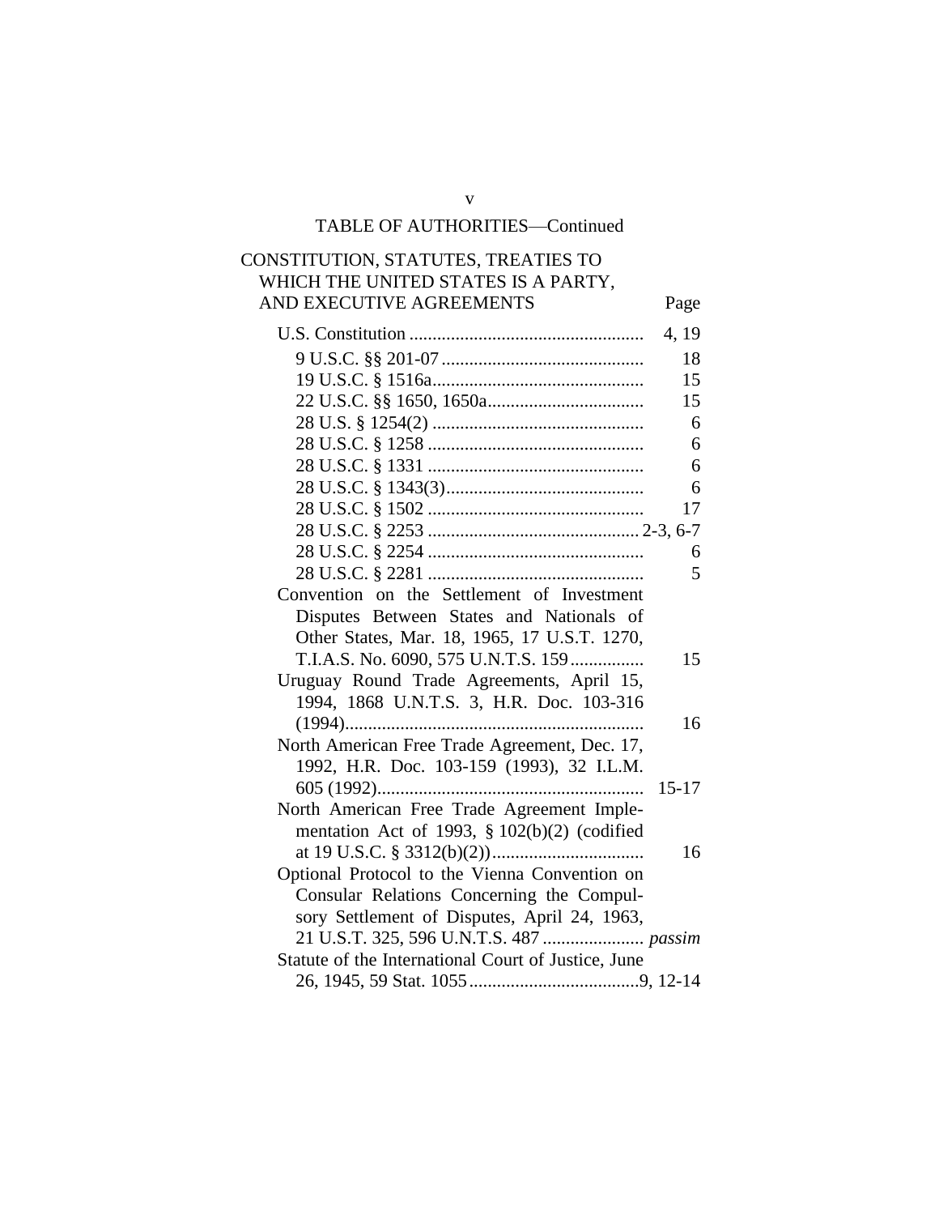TABLE OF AUTHORITIES—Continued

| CONSTITUTION, STATUTES, TREATIES TO WHICH THE UNITED STATES IS A PARTY, AND EXECUTIVE AGREEMENTS | Page |
|---|---|
| U.S. Constitution | 4, 19 |
| 9 U.S.C. §§ 201-07 | 18 |
| 19 U.S.C. § 1516a | 15 |
| 22 U.S.C. §§ 1650, 1650a | 15 |
| 28 U.S. § 1254(2) | 6 |
| 28 U.S.C. § 1258 | 6 |
| 28 U.S.C. § 1331 | 6 |
| 28 U.S.C. § 1343(3) | 6 |
| 28 U.S.C. § 1502 | 17 |
| 28 U.S.C. § 2253 | 2-3, 6-7 |
| 28 U.S.C. § 2254 | 6 |
| 28 U.S.C. § 2281 | 5 |
| Convention on the Settlement of Investment Disputes Between States and Nationals of Other States, Mar. 18, 1965, 17 U.S.T. 1270, T.I.A.S. No. 6090, 575 U.N.T.S. 159 | 15 |
| Uruguay Round Trade Agreements, April 15, 1994, 1868 U.N.T.S. 3, H.R. Doc. 103-316 (1994) | 16 |
| North American Free Trade Agreement, Dec. 17, 1992, H.R. Doc. 103-159 (1993), 32 I.L.M. 605 (1992) | 15-17 |
| North American Free Trade Agreement Implementation Act of 1993, § 102(b)(2) (codified at 19 U.S.C. § 3312(b)(2)) | 16 |
| Optional Protocol to the Vienna Convention on Consular Relations Concerning the Compulsory Settlement of Disputes, April 24, 1963, 21 U.S.T. 325, 596 U.N.T.S. 487 | *passim* |
| Statute of the International Court of Justice, June 26, 1945, 59 Stat. 1055 | 9, 12-14 |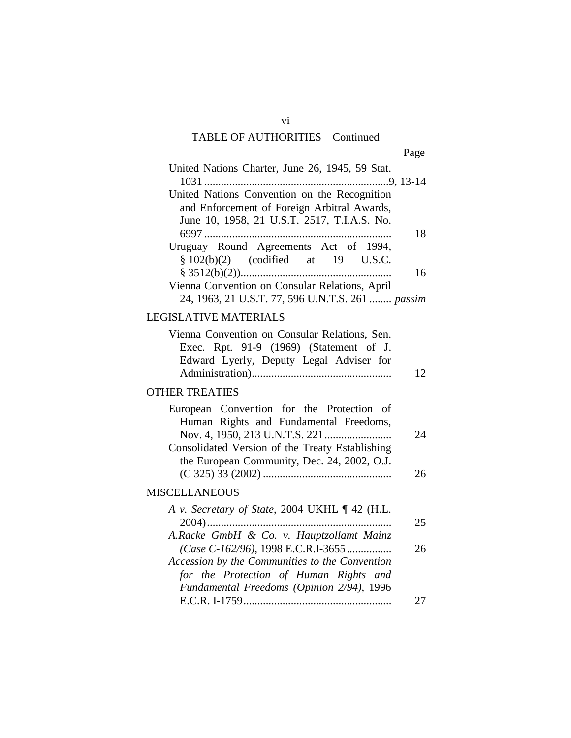TABLE OF AUTHORITIES—Continued

| | Page |
|---|---|
| United Nations Charter, June 26, 1945, 59 Stat. 1031 | 9, 13-14 |
| United Nations Convention on the Recognition and Enforcement of Foreign Arbitral Awards, June 10, 1958, 21 U.S.T. 2517, T.I.A.S. No. 6997 | 18 |
| Uruguay Round Agreements Act of 1994, § 102(b)(2) (codified at 19 U.S.C. § 3512(b)(2)) | 16 |
| Vienna Convention on Consular Relations, April 24, 1963, 21 U.S.T. 77, 596 U.N.T.S. 261 | *passim* |

LEGISLATIVE MATERIALS

| | |
|---|---|
| Vienna Convention on Consular Relations, Sen. Exec. Rpt. 91-9 (1969) (Statement of J. Edward Lyerly, Deputy Legal Adviser for Administration) | 12 |

OTHER TREATIES

| | |
|---|---|
| European Convention for the Protection of Human Rights and Fundamental Freedoms, Nov. 4, 1950, 213 U.N.T.S. 221 | 24 |
| Consolidated Version of the Treaty Establishing the European Community, Dec. 24, 2002, O.J. (C 325) 33 (2002) | 26 |

MISCELLANEOUS

| | |
|---|---|
| *A v. Secretary of State*, 2004 UKHL ¶ 42 (H.L. 2004) | 25 |
| *A.Racke GmbH & Co. v. Hauptzollamt Mainz (Case C-162/96)*, 1998 E.C.R.I-3655 | 26 |
| *Accession by the Communities to the Convention for the Protection of Human Rights and Fundamental Freedoms (Opinion 2/94)*, 1996 E.C.R. I-1759 | 27 |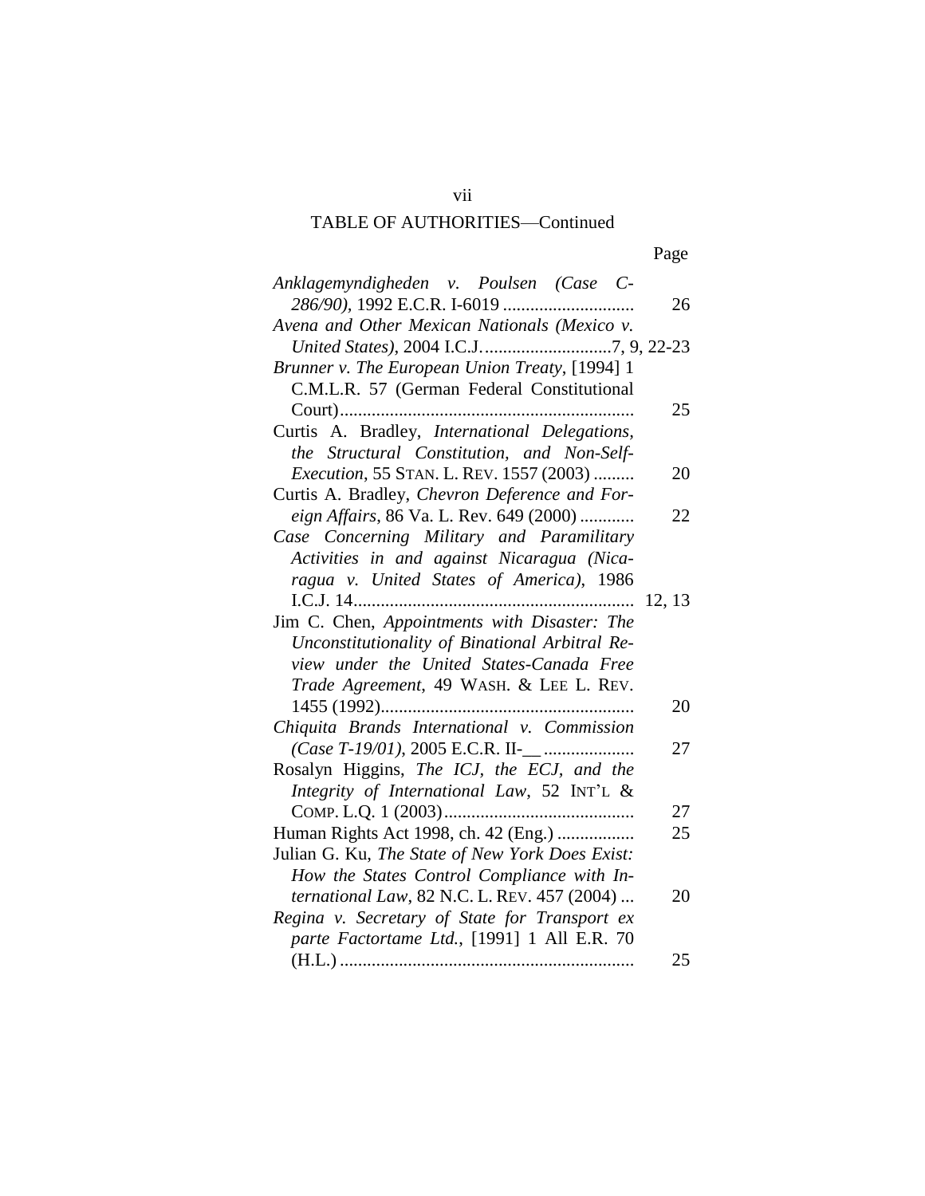TABLE OF AUTHORITIES—Continued

| | Page |
|---|---|
| *Anklagemyndigheden v. Poulsen (Case C-286/90),* 1992 E.C.R. I-6019 | 26 |
| *Avena and Other Mexican Nationals (Mexico v. United States)*, 2004 I.C.J. | 7, 9, 22-23 |
| *Brunner v. The European Union Treaty*, [1994] 1 C.M.L.R. 57 (German Federal Constitutional Court) | 25 |
| Curtis A. Bradley, *International Delegations, the Structural Constitution, and Non-Self-Execution*, 55 STAN. L. REV. 1557 (2003) | 20 |
| Curtis A. Bradley, *Chevron Deference and Foreign Affairs*, 86 Va. L. Rev. 649 (2000) | 22 |
| *Case Concerning Military and Paramilitary Activities in and against Nicaragua (Nicaragua v. United States of America)*, 1986 I.C.J. 14 | 12, 13 |
| Jim C. Chen, *Appointments with Disaster: The Unconstitutionality of Binational Arbitral Review under the United States-Canada Free Trade Agreement*, 49 WASH. & LEE L. REV. 1455 (1992) | 20 |
| *Chiquita Brands International v. Commission (Case T-19/01)*, 2005 E.C.R. II-__ | 27 |
| Rosalyn Higgins, *The ICJ, the ECJ, and the Integrity of International Law*, 52 INT'L & COMP. L.Q. 1 (2003) | 27 |
| Human Rights Act 1998, ch. 42 (Eng.) | 25 |
| Julian G. Ku, *The State of New York Does Exist: How the States Control Compliance with International Law*, 82 N.C. L. REV. 457 (2004) | 20 |
| *Regina v. Secretary of State for Transport ex parte Factortame Ltd.*, [1991] 1 All E.R. 70 (H.L.) | 25 |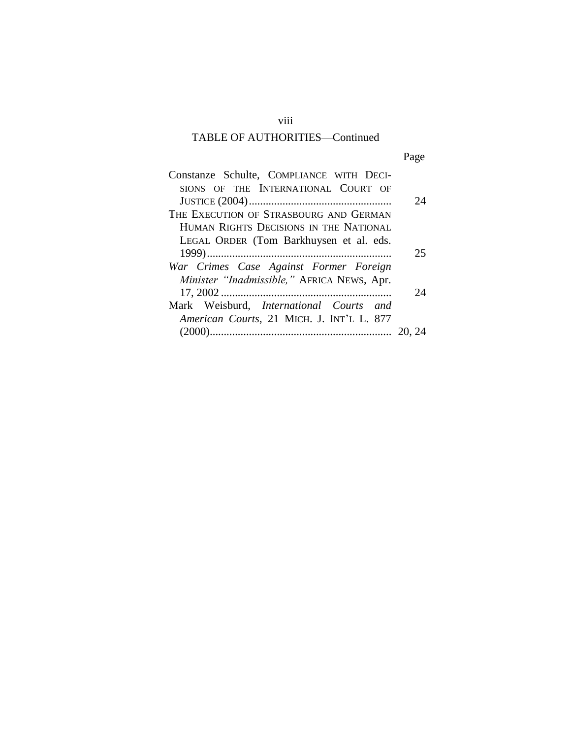## TABLE OF AUTHORITIES—Continued

| | Page |
|---|---|
| Constanze Schulte, COMPLIANCE WITH DECISIONS OF THE INTERNATIONAL COURT OF JUSTICE (2004) | 24 |
| THE EXECUTION OF STRASBOURG AND GERMAN HUMAN RIGHTS DECISIONS IN THE NATIONAL LEGAL ORDER (Tom Barkhuysen et al. eds. 1999) | 25 |
| *War Crimes Case Against Former Foreign Minister "Inadmissible,"* AFRICA NEWS, Apr. 17, 2002 | 24 |
| Mark Weisburd, *International Courts and American Courts*, 21 MICH. J. INT'L L. 877 (2000) | 20, 24 |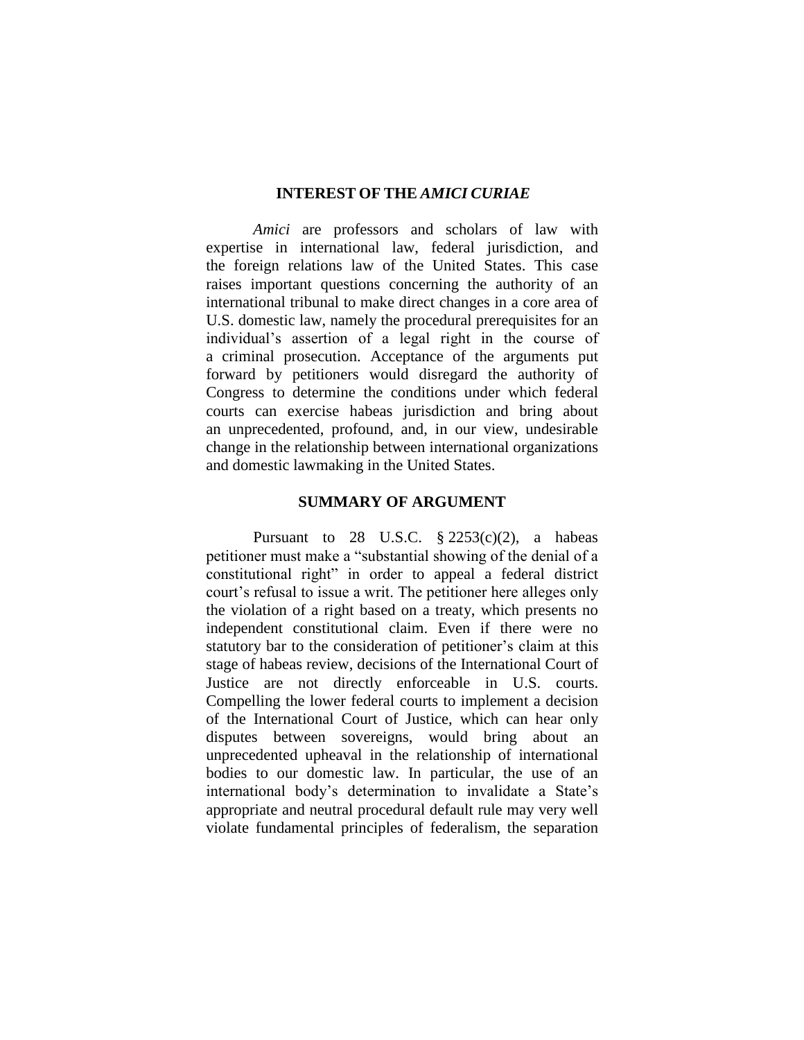## INTEREST OF THE *AMICI CURIAE*

*Amici* are professors and scholars of law with expertise in international law, federal jurisdiction, and the foreign relations law of the United States. This case raises important questions concerning the authority of an international tribunal to make direct changes in a core area of U.S. domestic law, namely the procedural prerequisites for an individual's assertion of a legal right in the course of a criminal prosecution. Acceptance of the arguments put forward by petitioners would disregard the authority of Congress to determine the conditions under which federal courts can exercise habeas jurisdiction and bring about an unprecedented, profound, and, in our view, undesirable change in the relationship between international organizations and domestic lawmaking in the United States.

## SUMMARY OF ARGUMENT

Pursuant to 28 U.S.C. § 2253(c)(2), a habeas petitioner must make a "substantial showing of the denial of a constitutional right" in order to appeal a federal district court's refusal to issue a writ. The petitioner here alleges only the violation of a right based on a treaty, which presents no independent constitutional claim. Even if there were no statutory bar to the consideration of petitioner's claim at this stage of habeas review, decisions of the International Court of Justice are not directly enforceable in U.S. courts. Compelling the lower federal courts to implement a decision of the International Court of Justice, which can hear only disputes between sovereigns, would bring about an unprecedented upheaval in the relationship of international bodies to our domestic law. In particular, the use of an international body's determination to invalidate a State's appropriate and neutral procedural default rule may very well violate fundamental principles of federalism, the separation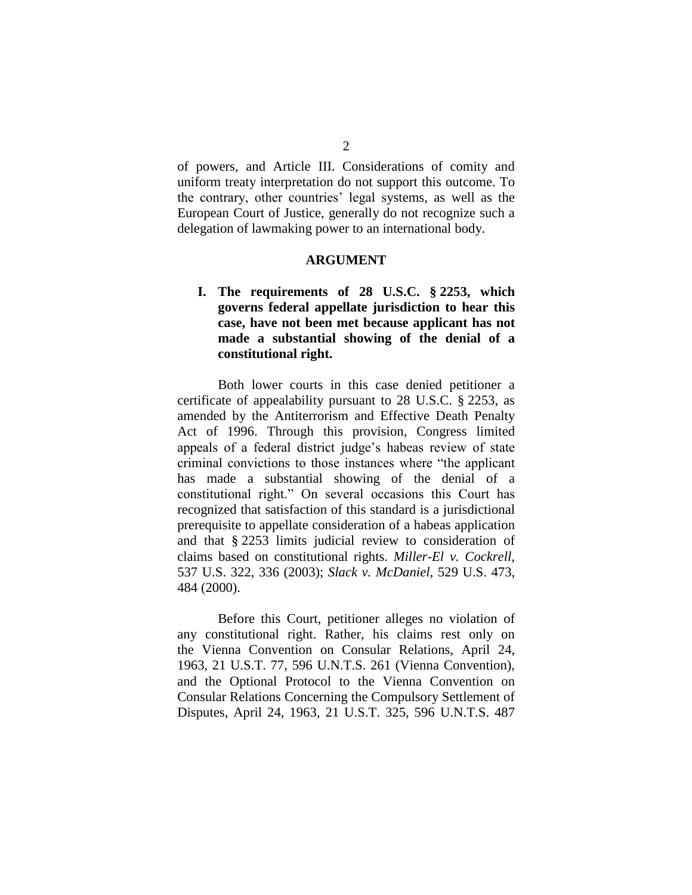of powers, and Article III. Considerations of comity and uniform treaty interpretation do not support this outcome. To the contrary, other countries' legal systems, as well as the European Court of Justice, generally do not recognize such a delegation of lawmaking power to an international body.

## ARGUMENT

### I. The requirements of 28 U.S.C. § 2253, which governs federal appellate jurisdiction to hear this case, have not been met because applicant has not made a substantial showing of the denial of a constitutional right.

Both lower courts in this case denied petitioner a certificate of appealability pursuant to 28 U.S.C. § 2253, as amended by the Antiterrorism and Effective Death Penalty Act of 1996. Through this provision, Congress limited appeals of a federal district judge's habeas review of state criminal convictions to those instances where "the applicant has made a substantial showing of the denial of a constitutional right." On several occasions this Court has recognized that satisfaction of this standard is a jurisdictional prerequisite to appellate consideration of a habeas application and that § 2253 limits judicial review to consideration of claims based on constitutional rights. *Miller-El v. Cockrell*, 537 U.S. 322, 336 (2003); *Slack v. McDaniel*, 529 U.S. 473, 484 (2000).

Before this Court, petitioner alleges no violation of any constitutional right. Rather, his claims rest only on the Vienna Convention on Consular Relations, April 24, 1963, 21 U.S.T. 77, 596 U.N.T.S. 261 (Vienna Convention), and the Optional Protocol to the Vienna Convention on Consular Relations Concerning the Compulsory Settlement of Disputes, April 24, 1963, 21 U.S.T. 325, 596 U.N.T.S. 487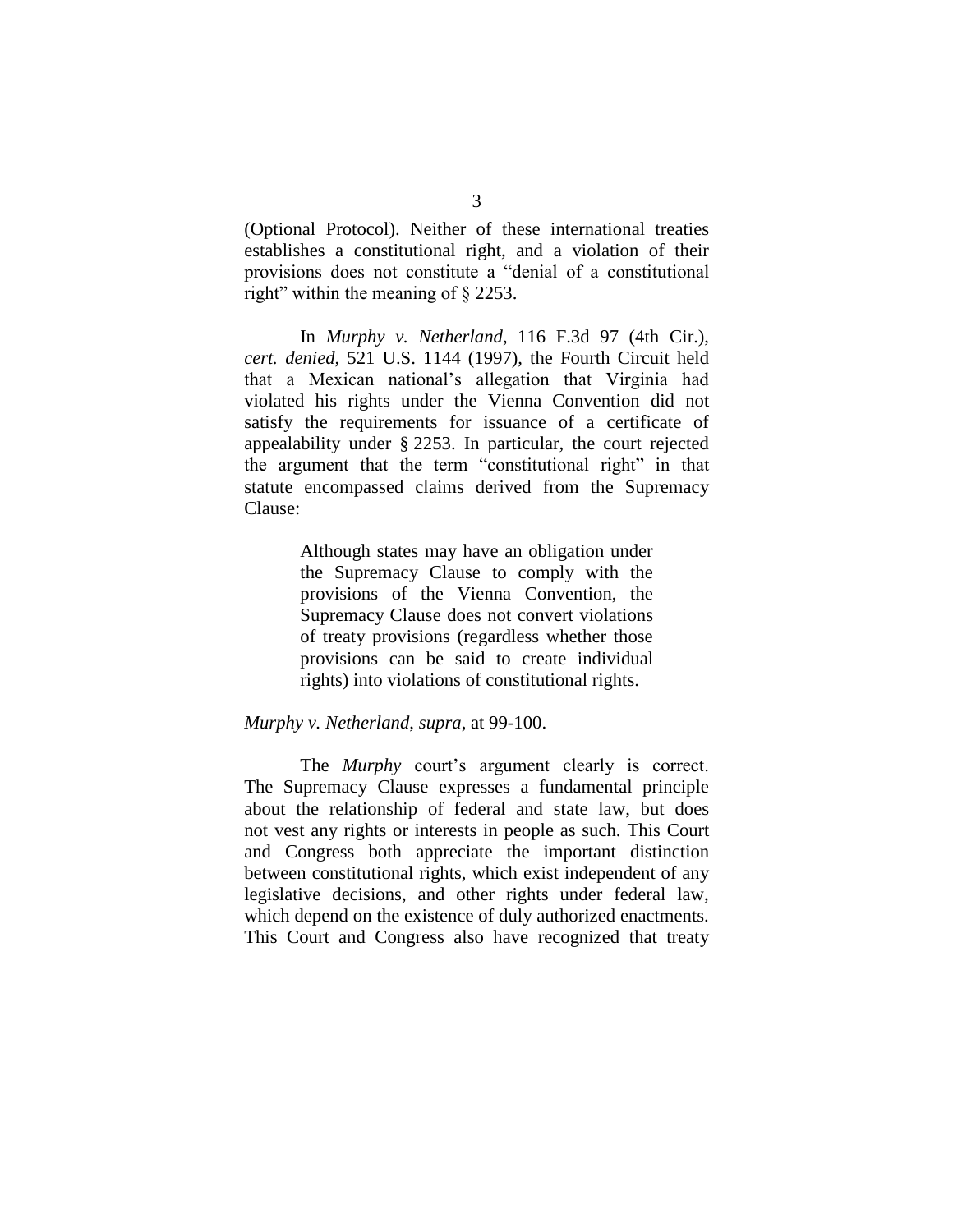(Optional Protocol). Neither of these international treaties establishes a constitutional right, and a violation of their provisions does not constitute a "denial of a constitutional right" within the meaning of § 2253.

In *Murphy v. Netherland*, 116 F.3d 97 (4th Cir.), *cert. denied*, 521 U.S. 1144 (1997), the Fourth Circuit held that a Mexican national's allegation that Virginia had violated his rights under the Vienna Convention did not satisfy the requirements for issuance of a certificate of appealability under § 2253. In particular, the court rejected the argument that the term "constitutional right" in that statute encompassed claims derived from the Supremacy Clause:

> Although states may have an obligation under the Supremacy Clause to comply with the provisions of the Vienna Convention, the Supremacy Clause does not convert violations of treaty provisions (regardless whether those provisions can be said to create individual rights) into violations of constitutional rights.

*Murphy v. Netherland*, *supra*, at 99-100.

The *Murphy* court's argument clearly is correct. The Supremacy Clause expresses a fundamental principle about the relationship of federal and state law, but does not vest any rights or interests in people as such. This Court and Congress both appreciate the important distinction between constitutional rights, which exist independent of any legislative decisions, and other rights under federal law, which depend on the existence of duly authorized enactments. This Court and Congress also have recognized that treaty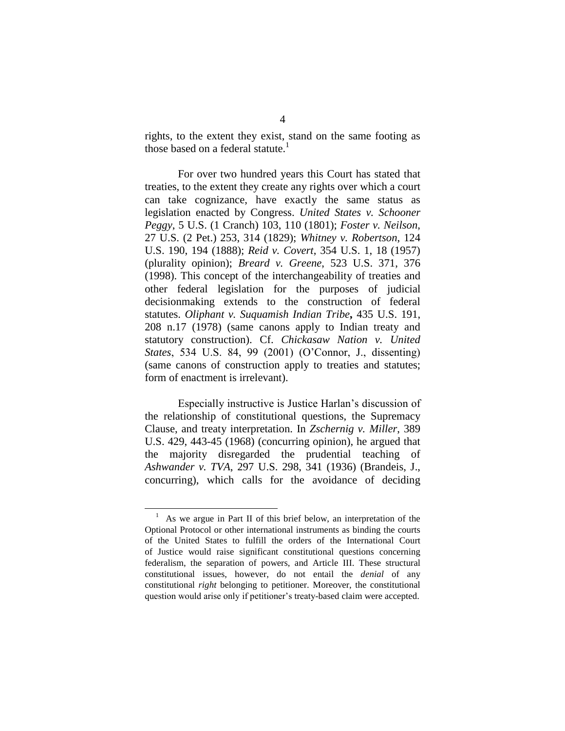rights, to the extent they exist, stand on the same footing as those based on a federal statute.[1]

For over two hundred years this Court has stated that treaties, to the extent they create any rights over which a court can take cognizance, have exactly the same status as legislation enacted by Congress. *United States v. Schooner Peggy*, 5 U.S. (1 Cranch) 103, 110 (1801); *Foster v. Neilson*, 27 U.S. (2 Pet.) 253, 314 (1829); *Whitney v. Robertson*, 124 U.S. 190, 194 (1888); *Reid v. Covert*, 354 U.S. 1, 18 (1957) (plurality opinion); *Breard v. Greene*, 523 U.S. 371, 376 (1998). This concept of the interchangeability of treaties and other federal legislation for the purposes of judicial decisionmaking extends to the construction of federal statutes. *Oliphant v. Suquamish Indian Tribe***,** 435 U.S. 191, 208 n.17 (1978) (same canons apply to Indian treaty and statutory construction). Cf. *Chickasaw Nation v. United States*, 534 U.S. 84, 99 (2001) (O'Connor, J., dissenting) (same canons of construction apply to treaties and statutes; form of enactment is irrelevant).

Especially instructive is Justice Harlan's discussion of the relationship of constitutional questions, the Supremacy Clause, and treaty interpretation. In *Zschernig v. Miller*, 389 U.S. 429, 443-45 (1968) (concurring opinion), he argued that the majority disregarded the prudential teaching of *Ashwander v. TVA*, 297 U.S. 298, 341 (1936) (Brandeis, J., concurring), which calls for the avoidance of deciding

---

[1] As we argue in Part II of this brief below, an interpretation of the Optional Protocol or other international instruments as binding the courts of the United States to fulfill the orders of the International Court of Justice would raise significant constitutional questions concerning federalism, the separation of powers, and Article III. These structural constitutional issues, however, do not entail the *denial* of any constitutional *right* belonging to petitioner. Moreover, the constitutional question would arise only if petitioner's treaty-based claim were accepted.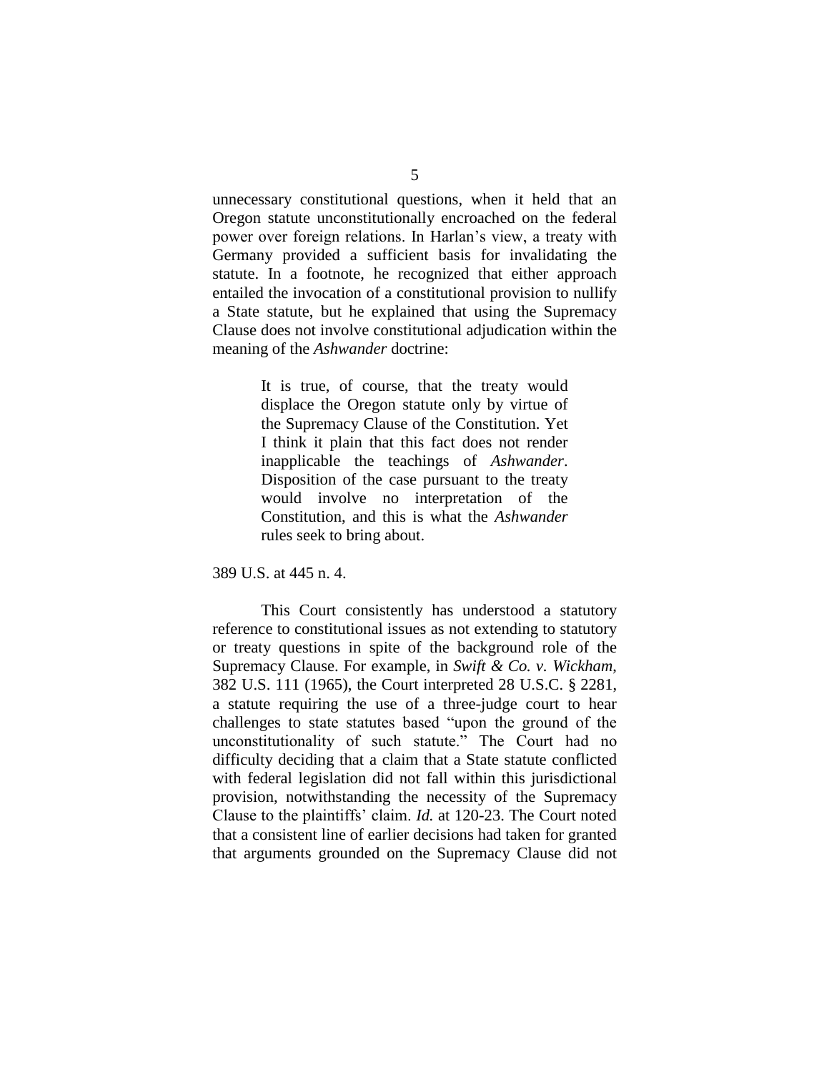unnecessary constitutional questions, when it held that an Oregon statute unconstitutionally encroached on the federal power over foreign relations. In Harlan's view, a treaty with Germany provided a sufficient basis for invalidating the statute. In a footnote, he recognized that either approach entailed the invocation of a constitutional provision to nullify a State statute, but he explained that using the Supremacy Clause does not involve constitutional adjudication within the meaning of the *Ashwander* doctrine:

> It is true, of course, that the treaty would displace the Oregon statute only by virtue of the Supremacy Clause of the Constitution. Yet I think it plain that this fact does not render inapplicable the teachings of *Ashwander*. Disposition of the case pursuant to the treaty would involve no interpretation of the Constitution, and this is what the *Ashwander* rules seek to bring about.

389 U.S. at 445 n. 4.

This Court consistently has understood a statutory reference to constitutional issues as not extending to statutory or treaty questions in spite of the background role of the Supremacy Clause. For example, in *Swift & Co. v. Wickham*, 382 U.S. 111 (1965), the Court interpreted 28 U.S.C. § 2281, a statute requiring the use of a three-judge court to hear challenges to state statutes based "upon the ground of the unconstitutionality of such statute." The Court had no difficulty deciding that a claim that a State statute conflicted with federal legislation did not fall within this jurisdictional provision, notwithstanding the necessity of the Supremacy Clause to the plaintiffs' claim. *Id.* at 120-23. The Court noted that a consistent line of earlier decisions had taken for granted that arguments grounded on the Supremacy Clause did not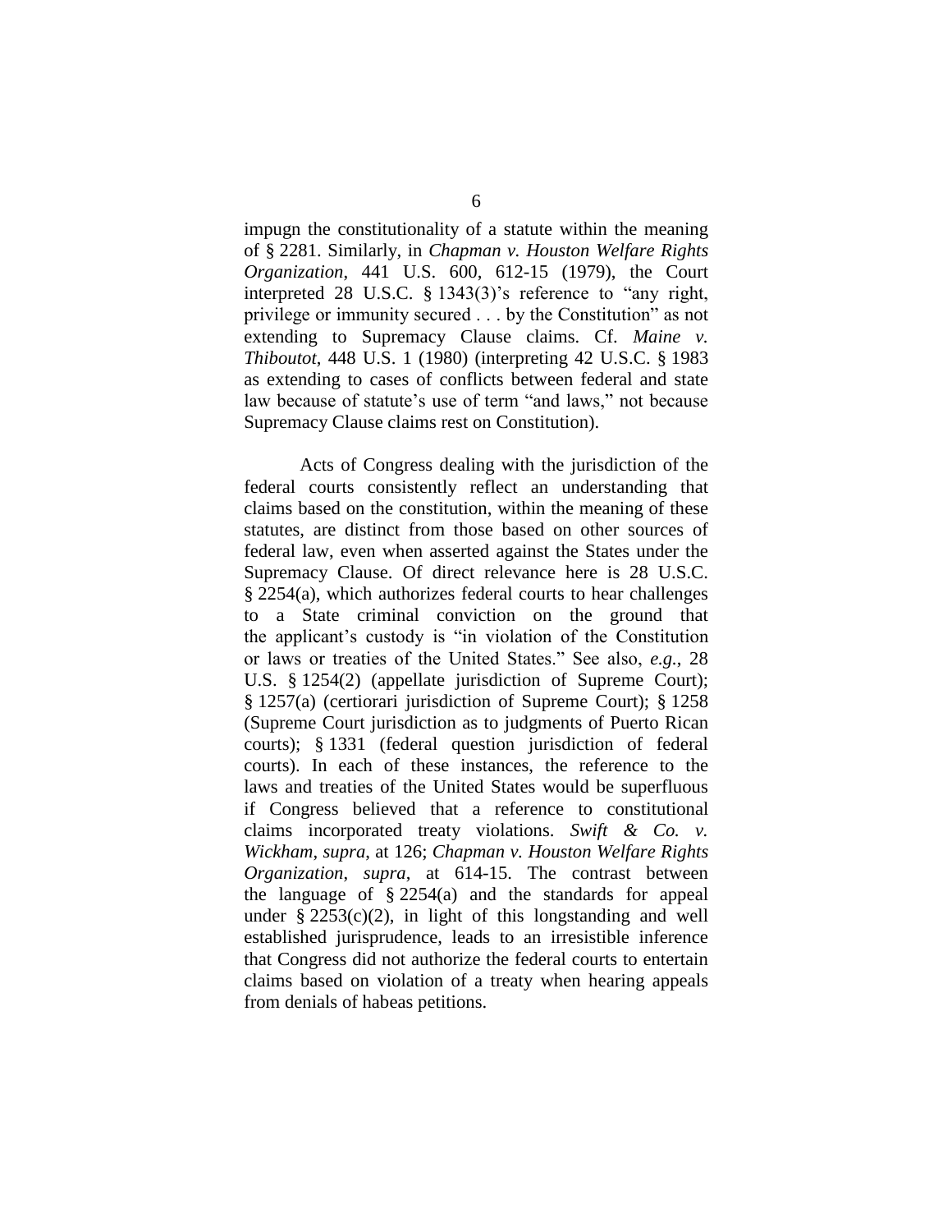impugn the constitutionality of a statute within the meaning of § 2281. Similarly, in *Chapman v. Houston Welfare Rights Organization*, 441 U.S. 600, 612-15 (1979), the Court interpreted 28 U.S.C. § 1343(3)'s reference to "any right, privilege or immunity secured . . . by the Constitution" as not extending to Supremacy Clause claims. Cf. *Maine v. Thiboutot*, 448 U.S. 1 (1980) (interpreting 42 U.S.C. § 1983 as extending to cases of conflicts between federal and state law because of statute's use of term "and laws," not because Supremacy Clause claims rest on Constitution).

Acts of Congress dealing with the jurisdiction of the federal courts consistently reflect an understanding that claims based on the constitution, within the meaning of these statutes, are distinct from those based on other sources of federal law, even when asserted against the States under the Supremacy Clause. Of direct relevance here is 28 U.S.C. § 2254(a), which authorizes federal courts to hear challenges to a State criminal conviction on the ground that the applicant's custody is "in violation of the Constitution or laws or treaties of the United States." See also, *e.g.*, 28 U.S. § 1254(2) (appellate jurisdiction of Supreme Court); § 1257(a) (certiorari jurisdiction of Supreme Court); § 1258 (Supreme Court jurisdiction as to judgments of Puerto Rican courts); § 1331 (federal question jurisdiction of federal courts). In each of these instances, the reference to the laws and treaties of the United States would be superfluous if Congress believed that a reference to constitutional claims incorporated treaty violations. *Swift & Co. v. Wickham*, *supra*, at 126; *Chapman v. Houston Welfare Rights Organization*, *supra*, at 614-15. The contrast between the language of § 2254(a) and the standards for appeal under § 2253(c)(2), in light of this longstanding and well established jurisprudence, leads to an irresistible inference that Congress did not authorize the federal courts to entertain claims based on violation of a treaty when hearing appeals from denials of habeas petitions.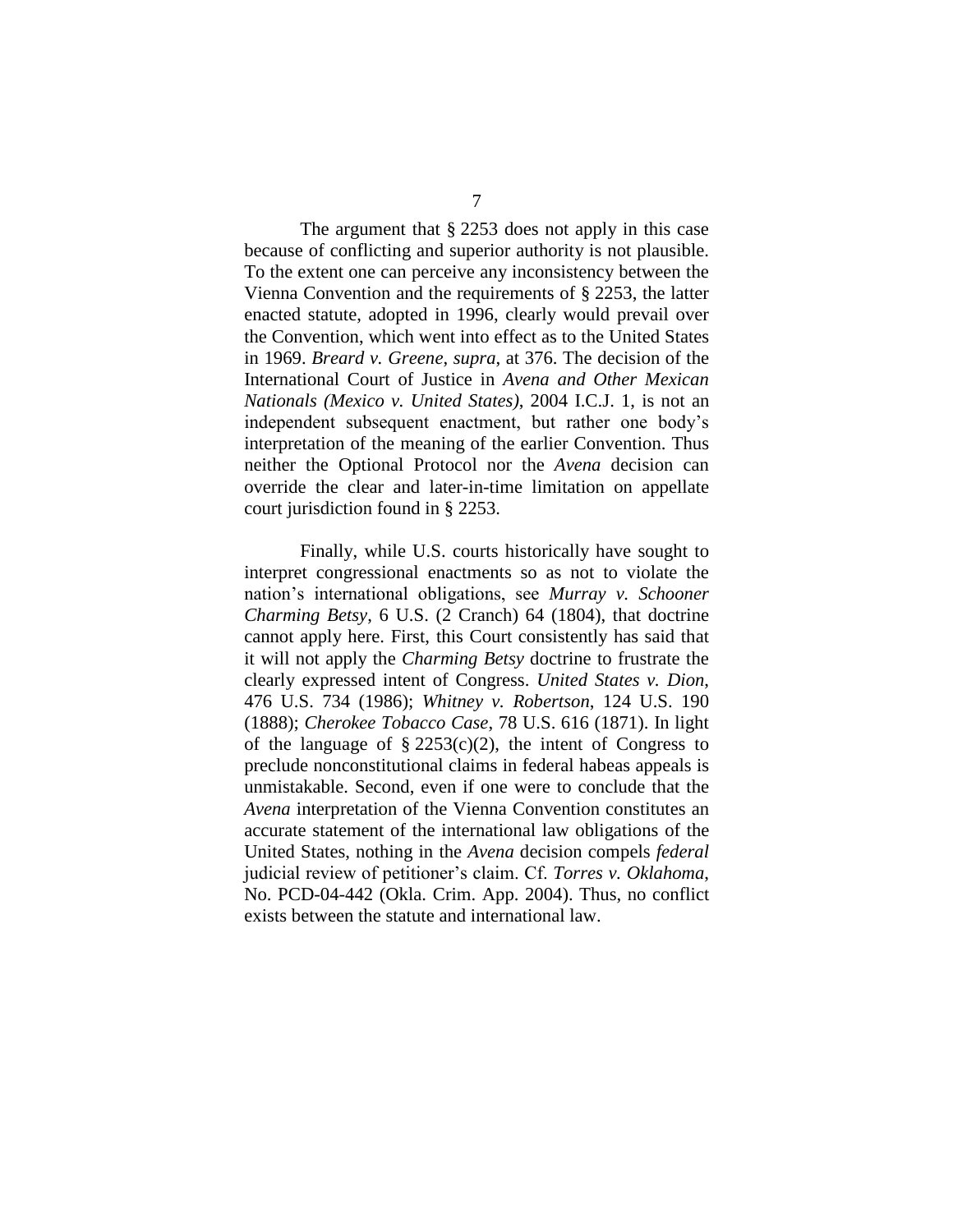The argument that § 2253 does not apply in this case because of conflicting and superior authority is not plausible. To the extent one can perceive any inconsistency between the Vienna Convention and the requirements of § 2253, the latter enacted statute, adopted in 1996, clearly would prevail over the Convention, which went into effect as to the United States in 1969. *Breard v. Greene*, *supra*, at 376. The decision of the International Court of Justice in *Avena and Other Mexican Nationals (Mexico v. United States)*, 2004 I.C.J. 1, is not an independent subsequent enactment, but rather one body's interpretation of the meaning of the earlier Convention. Thus neither the Optional Protocol nor the *Avena* decision can override the clear and later-in-time limitation on appellate court jurisdiction found in § 2253.

Finally, while U.S. courts historically have sought to interpret congressional enactments so as not to violate the nation's international obligations, see *Murray v. Schooner Charming Betsy*, 6 U.S. (2 Cranch) 64 (1804), that doctrine cannot apply here. First, this Court consistently has said that it will not apply the *Charming Betsy* doctrine to frustrate the clearly expressed intent of Congress. *United States v. Dion*, 476 U.S. 734 (1986); *Whitney v. Robertson*, 124 U.S. 190 (1888); *Cherokee Tobacco Case*, 78 U.S. 616 (1871). In light of the language of § 2253(c)(2), the intent of Congress to preclude nonconstitutional claims in federal habeas appeals is unmistakable. Second, even if one were to conclude that the *Avena* interpretation of the Vienna Convention constitutes an accurate statement of the international law obligations of the United States, nothing in the *Avena* decision compels *federal* judicial review of petitioner's claim. Cf. *Torres v. Oklahoma*, No. PCD-04-442 (Okla. Crim. App. 2004). Thus, no conflict exists between the statute and international law.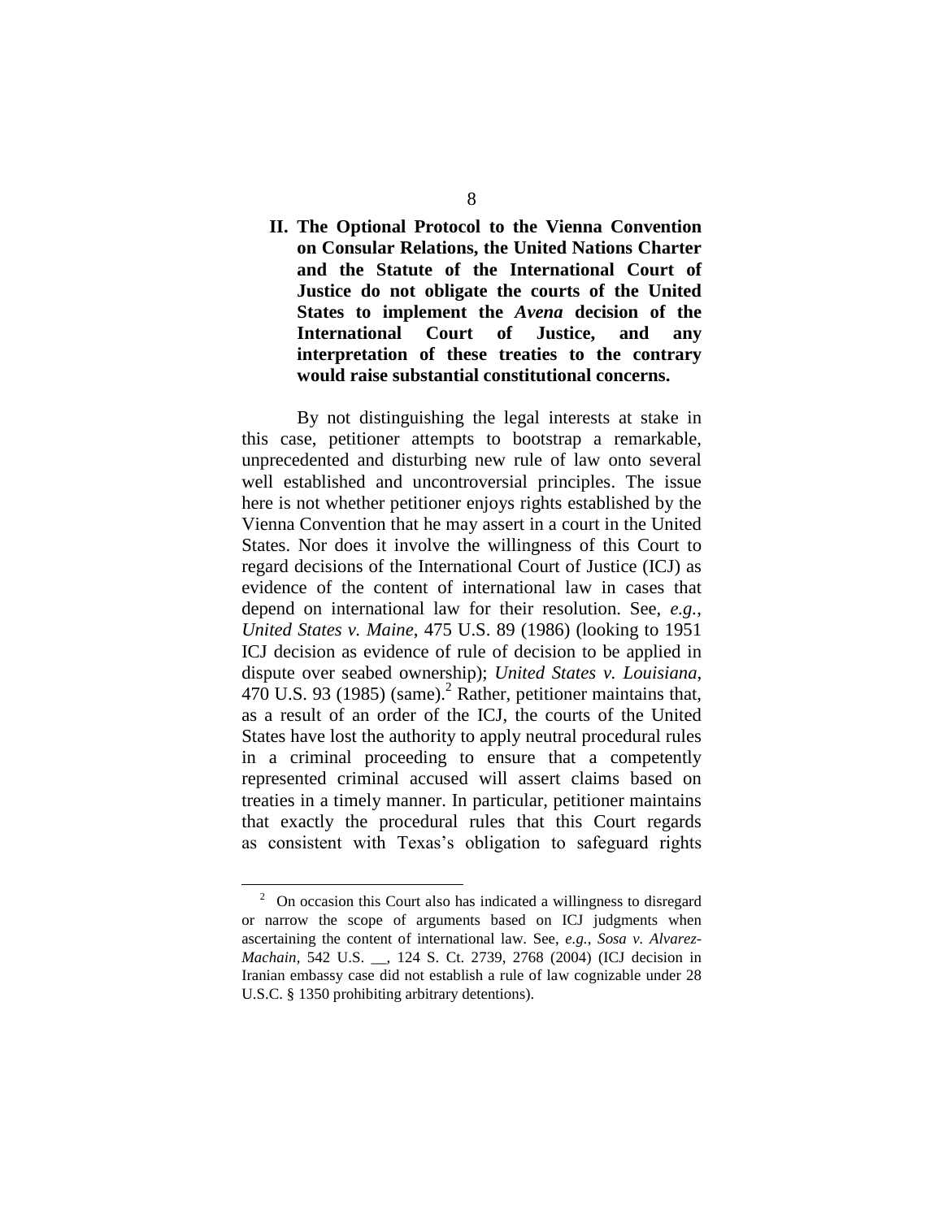## II. The Optional Protocol to the Vienna Convention on Consular Relations, the United Nations Charter and the Statute of the International Court of Justice do not obligate the courts of the United States to implement the *Avena* decision of the International Court of Justice, and any interpretation of these treaties to the contrary would raise substantial constitutional concerns.

By not distinguishing the legal interests at stake in this case, petitioner attempts to bootstrap a remarkable, unprecedented and disturbing new rule of law onto several well established and uncontroversial principles. The issue here is not whether petitioner enjoys rights established by the Vienna Convention that he may assert in a court in the United States. Nor does it involve the willingness of this Court to regard decisions of the International Court of Justice (ICJ) as evidence of the content of international law in cases that depend on international law for their resolution. See, *e.g.*, *United States v. Maine*, 475 U.S. 89 (1986) (looking to 1951 ICJ decision as evidence of rule of decision to be applied in dispute over seabed ownership); *United States v. Louisiana*, 470 U.S. 93 (1985) (same).[2] Rather, petitioner maintains that, as a result of an order of the ICJ, the courts of the United States have lost the authority to apply neutral procedural rules in a criminal proceeding to ensure that a competently represented criminal accused will assert claims based on treaties in a timely manner. In particular, petitioner maintains that exactly the procedural rules that this Court regards as consistent with Texas's obligation to safeguard rights

[2] On occasion this Court also has indicated a willingness to disregard or narrow the scope of arguments based on ICJ judgments when ascertaining the content of international law. See, *e.g.*, *Sosa v. Alvarez-Machain*, 542 U.S. __, 124 S. Ct. 2739, 2768 (2004) (ICJ decision in Iranian embassy case did not establish a rule of law cognizable under 28 U.S.C. § 1350 prohibiting arbitrary detentions).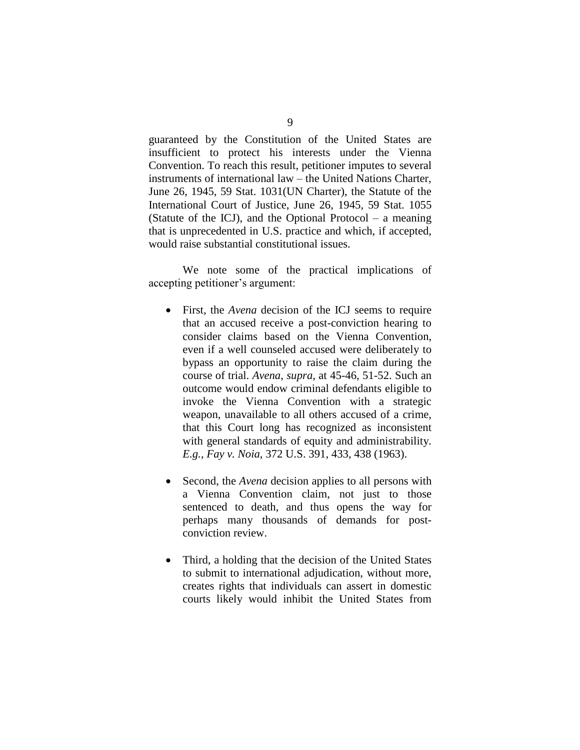guaranteed by the Constitution of the United States are insufficient to protect his interests under the Vienna Convention. To reach this result, petitioner imputes to several instruments of international law – the United Nations Charter, June 26, 1945, 59 Stat. 1031(UN Charter), the Statute of the International Court of Justice, June 26, 1945, 59 Stat. 1055 (Statute of the ICJ), and the Optional Protocol – a meaning that is unprecedented in U.S. practice and which, if accepted, would raise substantial constitutional issues.

We note some of the practical implications of accepting petitioner's argument:

- First, the *Avena* decision of the ICJ seems to require that an accused receive a post-conviction hearing to consider claims based on the Vienna Convention, even if a well counseled accused were deliberately to bypass an opportunity to raise the claim during the course of trial. *Avena*, *supra*, at 45-46, 51-52. Such an outcome would endow criminal defendants eligible to invoke the Vienna Convention with a strategic weapon, unavailable to all others accused of a crime, that this Court long has recognized as inconsistent with general standards of equity and administrability. *E.g.*, *Fay v. Noia*, 372 U.S. 391, 433, 438 (1963).

- Second, the *Avena* decision applies to all persons with a Vienna Convention claim, not just to those sentenced to death, and thus opens the way for perhaps many thousands of demands for post-conviction review.

- Third, a holding that the decision of the United States to submit to international adjudication, without more, creates rights that individuals can assert in domestic courts likely would inhibit the United States from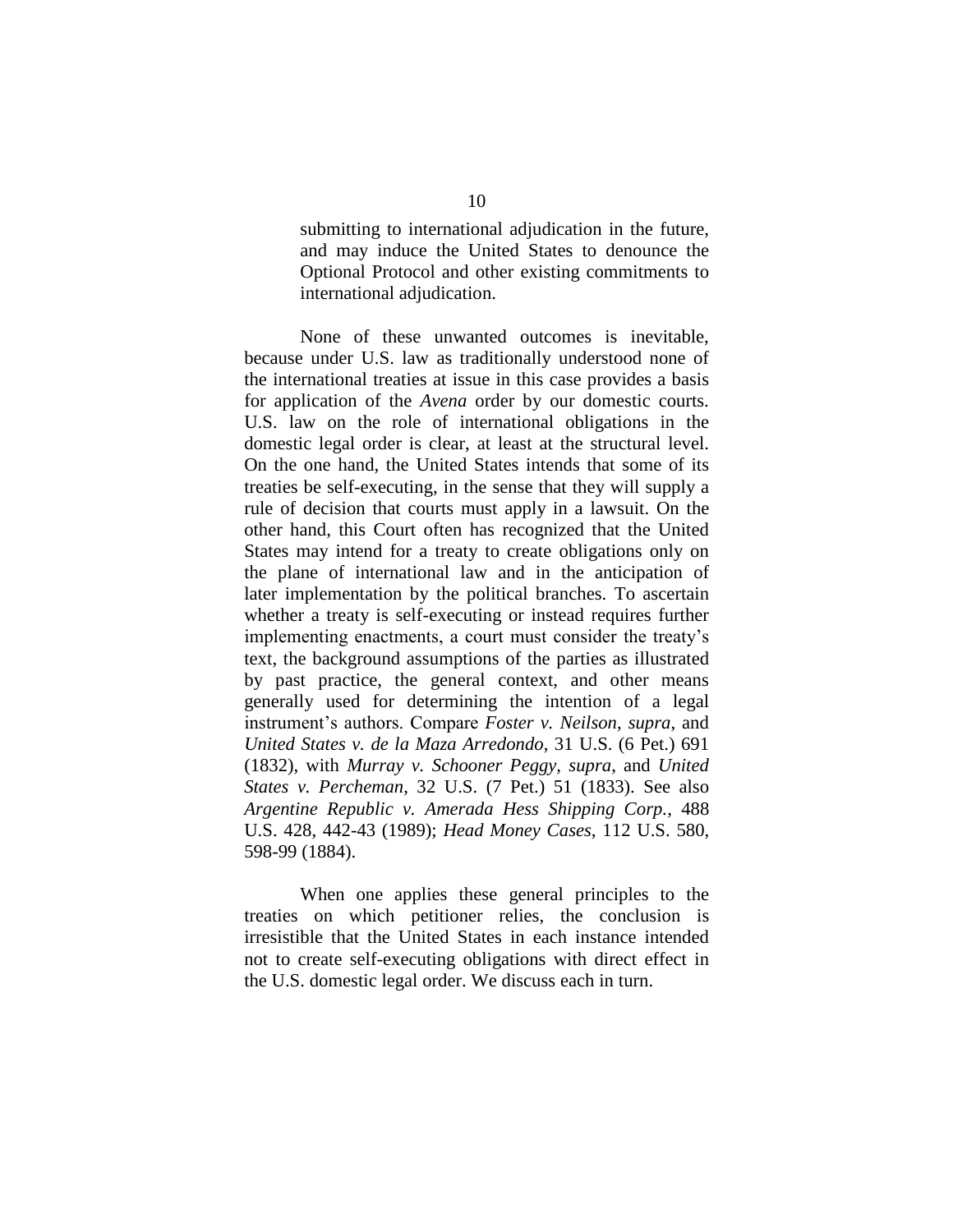submitting to international adjudication in the future, and may induce the United States to denounce the Optional Protocol and other existing commitments to international adjudication.

None of these unwanted outcomes is inevitable, because under U.S. law as traditionally understood none of the international treaties at issue in this case provides a basis for application of the *Avena* order by our domestic courts. U.S. law on the role of international obligations in the domestic legal order is clear, at least at the structural level. On the one hand, the United States intends that some of its treaties be self-executing, in the sense that they will supply a rule of decision that courts must apply in a lawsuit. On the other hand, this Court often has recognized that the United States may intend for a treaty to create obligations only on the plane of international law and in the anticipation of later implementation by the political branches. To ascertain whether a treaty is self-executing or instead requires further implementing enactments, a court must consider the treaty's text, the background assumptions of the parties as illustrated by past practice, the general context, and other means generally used for determining the intention of a legal instrument's authors. Compare *Foster v. Neilson*, *supra*, and *United States v. de la Maza Arredondo*, 31 U.S. (6 Pet.) 691 (1832), with *Murray v. Schooner Peggy*, *supra*, and *United States v. Percheman*, 32 U.S. (7 Pet.) 51 (1833). See also *Argentine Republic v. Amerada Hess Shipping Corp.*, 488 U.S. 428, 442-43 (1989); *Head Money Cases*, 112 U.S. 580, 598-99 (1884).

When one applies these general principles to the treaties on which petitioner relies, the conclusion is irresistible that the United States in each instance intended not to create self-executing obligations with direct effect in the U.S. domestic legal order. We discuss each in turn.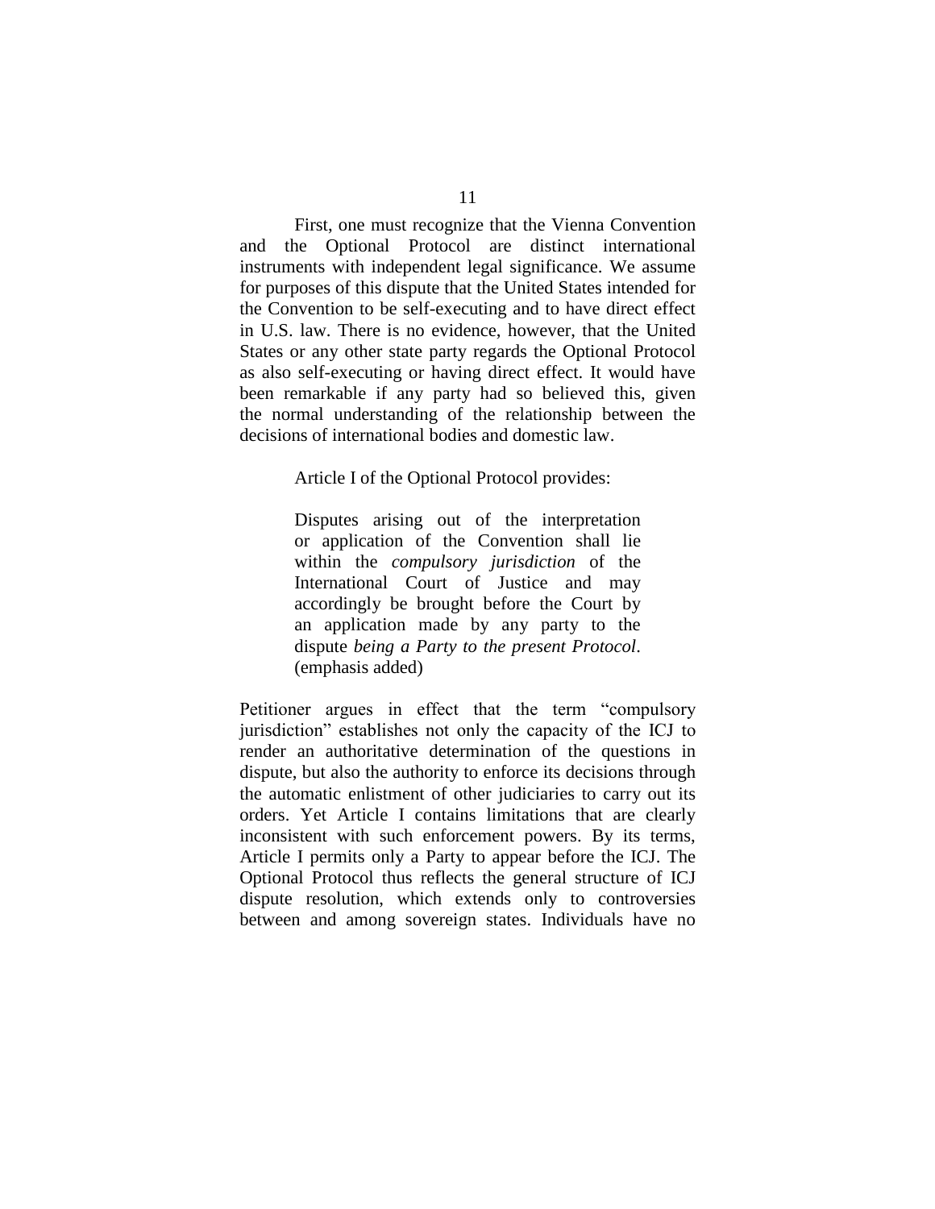First, one must recognize that the Vienna Convention and the Optional Protocol are distinct international instruments with independent legal significance. We assume for purposes of this dispute that the United States intended for the Convention to be self-executing and to have direct effect in U.S. law. There is no evidence, however, that the United States or any other state party regards the Optional Protocol as also self-executing or having direct effect. It would have been remarkable if any party had so believed this, given the normal understanding of the relationship between the decisions of international bodies and domestic law.

Article I of the Optional Protocol provides:

> Disputes arising out of the interpretation or application of the Convention shall lie within the *compulsory jurisdiction* of the International Court of Justice and may accordingly be brought before the Court by an application made by any party to the dispute *being a Party to the present Protocol*. (emphasis added)

Petitioner argues in effect that the term "compulsory jurisdiction" establishes not only the capacity of the ICJ to render an authoritative determination of the questions in dispute, but also the authority to enforce its decisions through the automatic enlistment of other judiciaries to carry out its orders. Yet Article I contains limitations that are clearly inconsistent with such enforcement powers. By its terms, Article I permits only a Party to appear before the ICJ. The Optional Protocol thus reflects the general structure of ICJ dispute resolution, which extends only to controversies between and among sovereign states. Individuals have no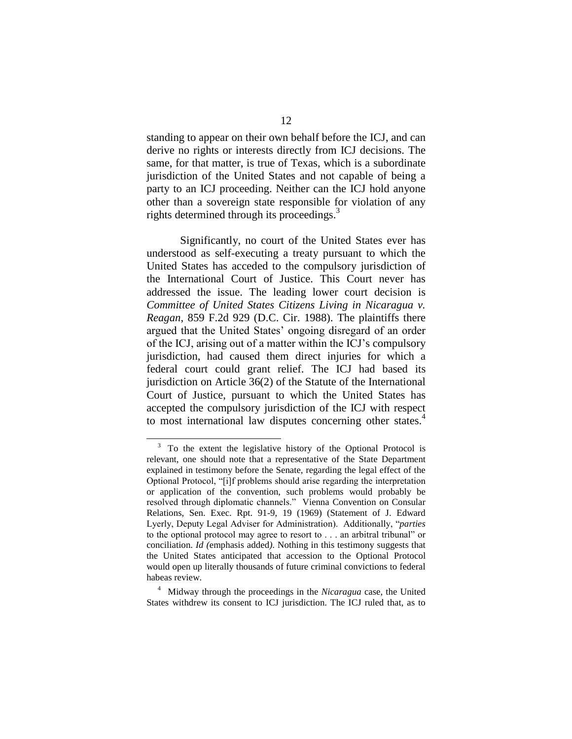standing to appear on their own behalf before the ICJ, and can derive no rights or interests directly from ICJ decisions. The same, for that matter, is true of Texas, which is a subordinate jurisdiction of the United States and not capable of being a party to an ICJ proceeding. Neither can the ICJ hold anyone other than a sovereign state responsible for violation of any rights determined through its proceedings.[3]

Significantly, no court of the United States ever has understood as self-executing a treaty pursuant to which the United States has acceded to the compulsory jurisdiction of the International Court of Justice. This Court never has addressed the issue. The leading lower court decision is *Committee of United States Citizens Living in Nicaragua v. Reagan*, 859 F.2d 929 (D.C. Cir. 1988). The plaintiffs there argued that the United States' ongoing disregard of an order of the ICJ, arising out of a matter within the ICJ's compulsory jurisdiction, had caused them direct injuries for which a federal court could grant relief. The ICJ had based its jurisdiction on Article 36(2) of the Statute of the International Court of Justice, pursuant to which the United States has accepted the compulsory jurisdiction of the ICJ with respect to most international law disputes concerning other states.[4]

---

[3] To the extent the legislative history of the Optional Protocol is relevant, one should note that a representative of the State Department explained in testimony before the Senate, regarding the legal effect of the Optional Protocol, "[i]f problems should arise regarding the interpretation or application of the convention, such problems would probably be resolved through diplomatic channels." Vienna Convention on Consular Relations, Sen. Exec. Rpt. 91-9, 19 (1969) (Statement of J. Edward Lyerly, Deputy Legal Adviser for Administration). Additionally, "*parties* to the optional protocol may agree to resort to . . . an arbitral tribunal" or conciliation. *Id (*emphasis added*).* Nothing in this testimony suggests that the United States anticipated that accession to the Optional Protocol would open up literally thousands of future criminal convictions to federal habeas review.

[4] Midway through the proceedings in the *Nicaragua* case, the United States withdrew its consent to ICJ jurisdiction. The ICJ ruled that, as to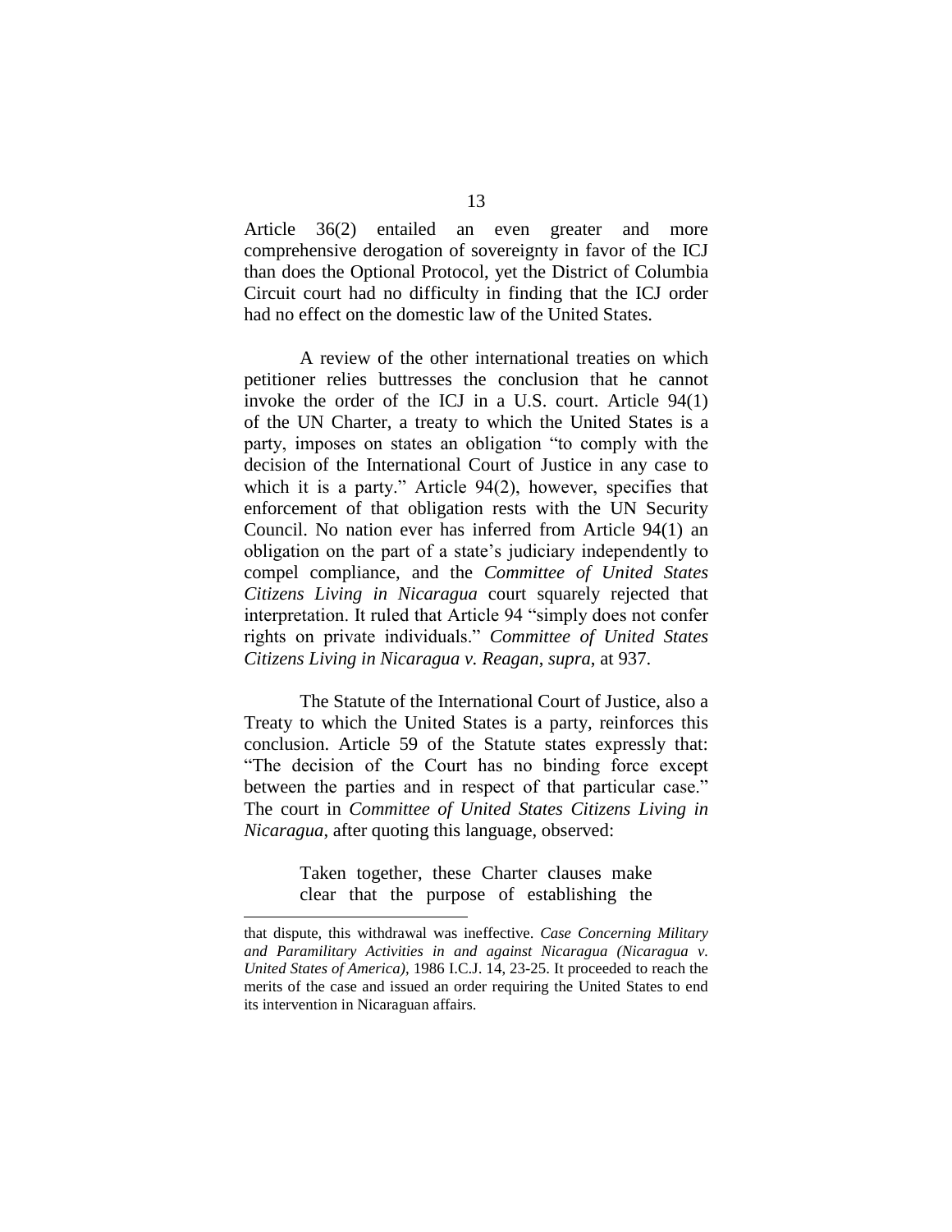Article 36(2) entailed an even greater and more comprehensive derogation of sovereignty in favor of the ICJ than does the Optional Protocol, yet the District of Columbia Circuit court had no difficulty in finding that the ICJ order had no effect on the domestic law of the United States.

A review of the other international treaties on which petitioner relies buttresses the conclusion that he cannot invoke the order of the ICJ in a U.S. court. Article 94(1) of the UN Charter, a treaty to which the United States is a party, imposes on states an obligation "to comply with the decision of the International Court of Justice in any case to which it is a party." Article 94(2), however, specifies that enforcement of that obligation rests with the UN Security Council. No nation ever has inferred from Article 94(1) an obligation on the part of a state's judiciary independently to compel compliance, and the *Committee of United States Citizens Living in Nicaragua* court squarely rejected that interpretation. It ruled that Article 94 "simply does not confer rights on private individuals." *Committee of United States Citizens Living in Nicaragua v. Reagan*, *supra*, at 937.

The Statute of the International Court of Justice, also a Treaty to which the United States is a party, reinforces this conclusion. Article 59 of the Statute states expressly that: "The decision of the Court has no binding force except between the parties and in respect of that particular case." The court in *Committee of United States Citizens Living in Nicaragua*, after quoting this language, observed:

> Taken together, these Charter clauses make clear that the purpose of establishing the

---

that dispute, this withdrawal was ineffective. *Case Concerning Military and Paramilitary Activities in and against Nicaragua (Nicaragua v. United States of America)*, 1986 I.C.J. 14, 23-25. It proceeded to reach the merits of the case and issued an order requiring the United States to end its intervention in Nicaraguan affairs.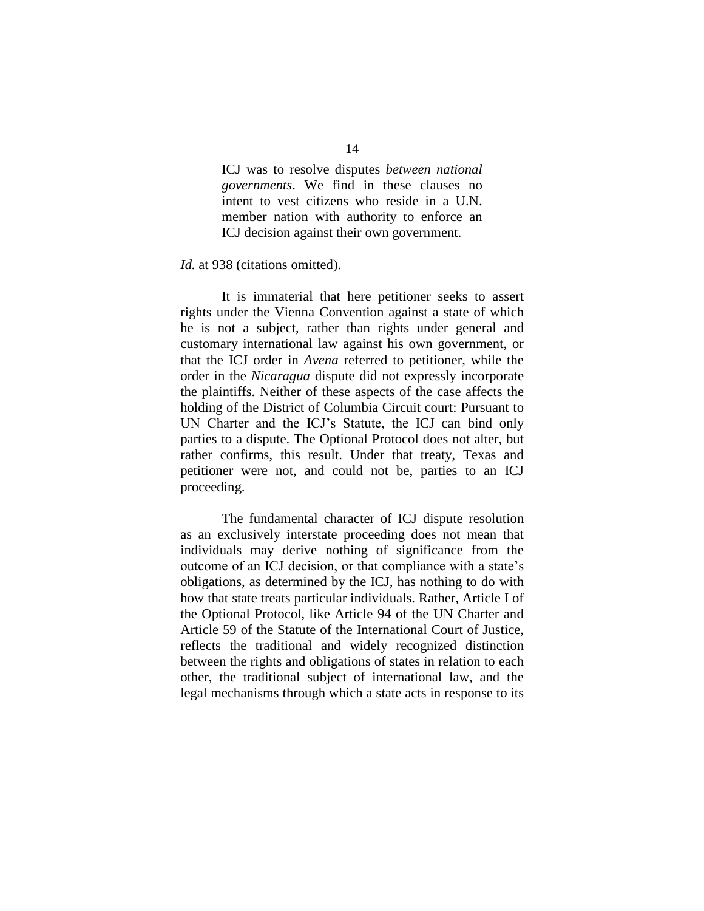> ICJ was to resolve disputes *between national governments*. We find in these clauses no intent to vest citizens who reside in a U.N. member nation with authority to enforce an ICJ decision against their own government.

*Id.* at 938 (citations omitted).

It is immaterial that here petitioner seeks to assert rights under the Vienna Convention against a state of which he is not a subject, rather than rights under general and customary international law against his own government, or that the ICJ order in *Avena* referred to petitioner, while the order in the *Nicaragua* dispute did not expressly incorporate the plaintiffs. Neither of these aspects of the case affects the holding of the District of Columbia Circuit court: Pursuant to UN Charter and the ICJ's Statute, the ICJ can bind only parties to a dispute. The Optional Protocol does not alter, but rather confirms, this result. Under that treaty, Texas and petitioner were not, and could not be, parties to an ICJ proceeding.

The fundamental character of ICJ dispute resolution as an exclusively interstate proceeding does not mean that individuals may derive nothing of significance from the outcome of an ICJ decision, or that compliance with a state's obligations, as determined by the ICJ, has nothing to do with how that state treats particular individuals. Rather, Article I of the Optional Protocol, like Article 94 of the UN Charter and Article 59 of the Statute of the International Court of Justice, reflects the traditional and widely recognized distinction between the rights and obligations of states in relation to each other, the traditional subject of international law, and the legal mechanisms through which a state acts in response to its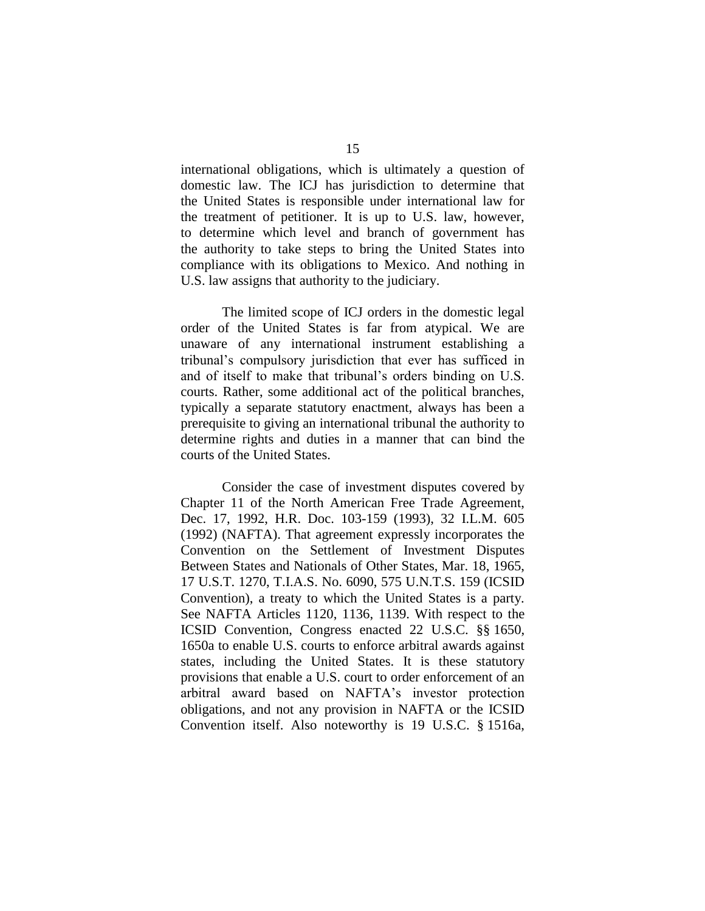international obligations, which is ultimately a question of domestic law. The ICJ has jurisdiction to determine that the United States is responsible under international law for the treatment of petitioner. It is up to U.S. law, however, to determine which level and branch of government has the authority to take steps to bring the United States into compliance with its obligations to Mexico. And nothing in U.S. law assigns that authority to the judiciary.

The limited scope of ICJ orders in the domestic legal order of the United States is far from atypical. We are unaware of any international instrument establishing a tribunal's compulsory jurisdiction that ever has sufficed in and of itself to make that tribunal's orders binding on U.S. courts. Rather, some additional act of the political branches, typically a separate statutory enactment, always has been a prerequisite to giving an international tribunal the authority to determine rights and duties in a manner that can bind the courts of the United States.

Consider the case of investment disputes covered by Chapter 11 of the North American Free Trade Agreement, Dec. 17, 1992, H.R. Doc. 103-159 (1993), 32 I.L.M. 605 (1992) (NAFTA). That agreement expressly incorporates the Convention on the Settlement of Investment Disputes Between States and Nationals of Other States, Mar. 18, 1965, 17 U.S.T. 1270, T.I.A.S. No. 6090, 575 U.N.T.S. 159 (ICSID Convention), a treaty to which the United States is a party. See NAFTA Articles 1120, 1136, 1139. With respect to the ICSID Convention, Congress enacted 22 U.S.C. §§ 1650, 1650a to enable U.S. courts to enforce arbitral awards against states, including the United States. It is these statutory provisions that enable a U.S. court to order enforcement of an arbitral award based on NAFTA's investor protection obligations, and not any provision in NAFTA or the ICSID Convention itself. Also noteworthy is 19 U.S.C. § 1516a,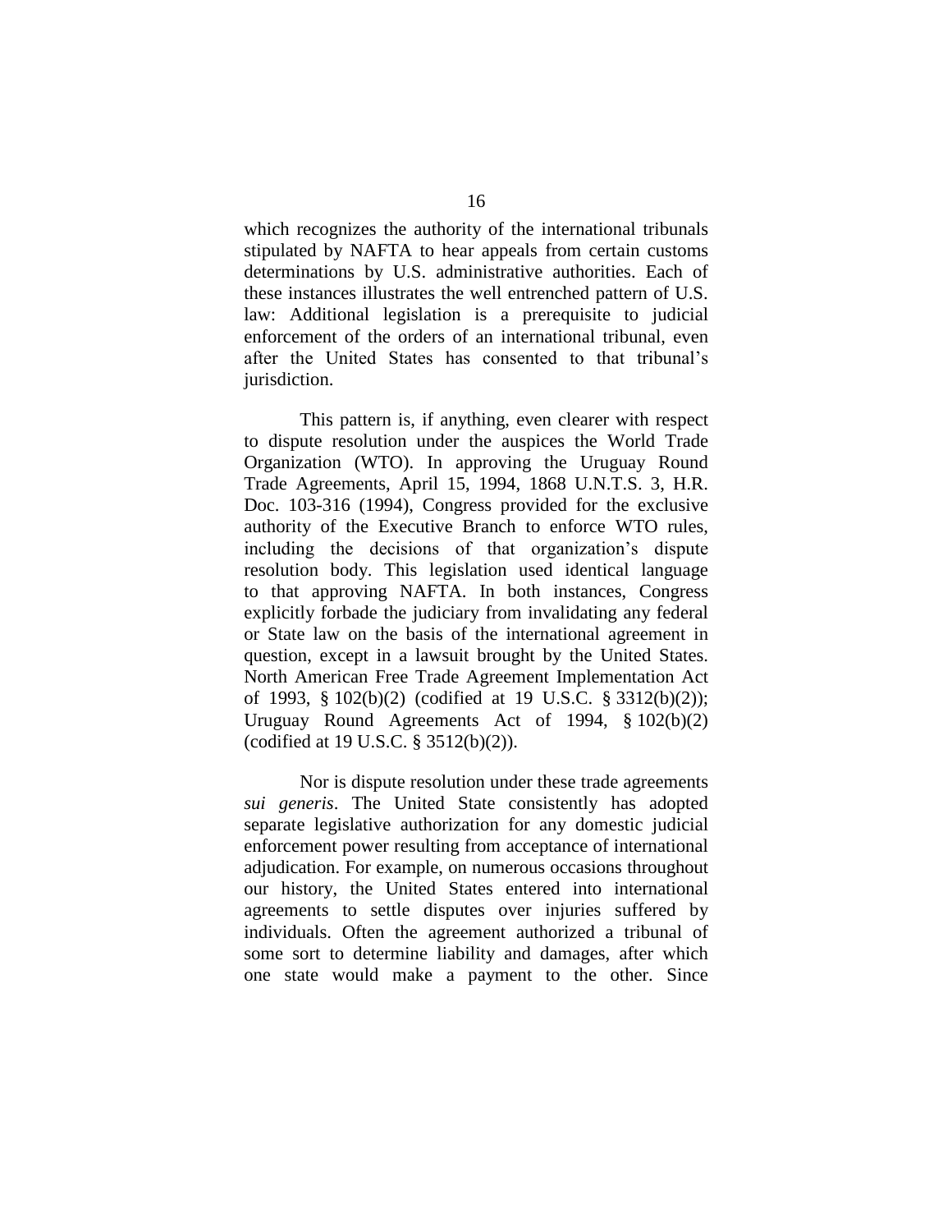which recognizes the authority of the international tribunals stipulated by NAFTA to hear appeals from certain customs determinations by U.S. administrative authorities. Each of these instances illustrates the well entrenched pattern of U.S. law: Additional legislation is a prerequisite to judicial enforcement of the orders of an international tribunal, even after the United States has consented to that tribunal's jurisdiction.

This pattern is, if anything, even clearer with respect to dispute resolution under the auspices the World Trade Organization (WTO). In approving the Uruguay Round Trade Agreements, April 15, 1994, 1868 U.N.T.S. 3, H.R. Doc. 103-316 (1994), Congress provided for the exclusive authority of the Executive Branch to enforce WTO rules, including the decisions of that organization's dispute resolution body. This legislation used identical language to that approving NAFTA. In both instances, Congress explicitly forbade the judiciary from invalidating any federal or State law on the basis of the international agreement in question, except in a lawsuit brought by the United States. North American Free Trade Agreement Implementation Act of 1993, § 102(b)(2) (codified at 19 U.S.C. § 3312(b)(2)); Uruguay Round Agreements Act of 1994, § 102(b)(2) (codified at 19 U.S.C. § 3512(b)(2)).

Nor is dispute resolution under these trade agreements *sui generis*. The United State consistently has adopted separate legislative authorization for any domestic judicial enforcement power resulting from acceptance of international adjudication. For example, on numerous occasions throughout our history, the United States entered into international agreements to settle disputes over injuries suffered by individuals. Often the agreement authorized a tribunal of some sort to determine liability and damages, after which one state would make a payment to the other. Since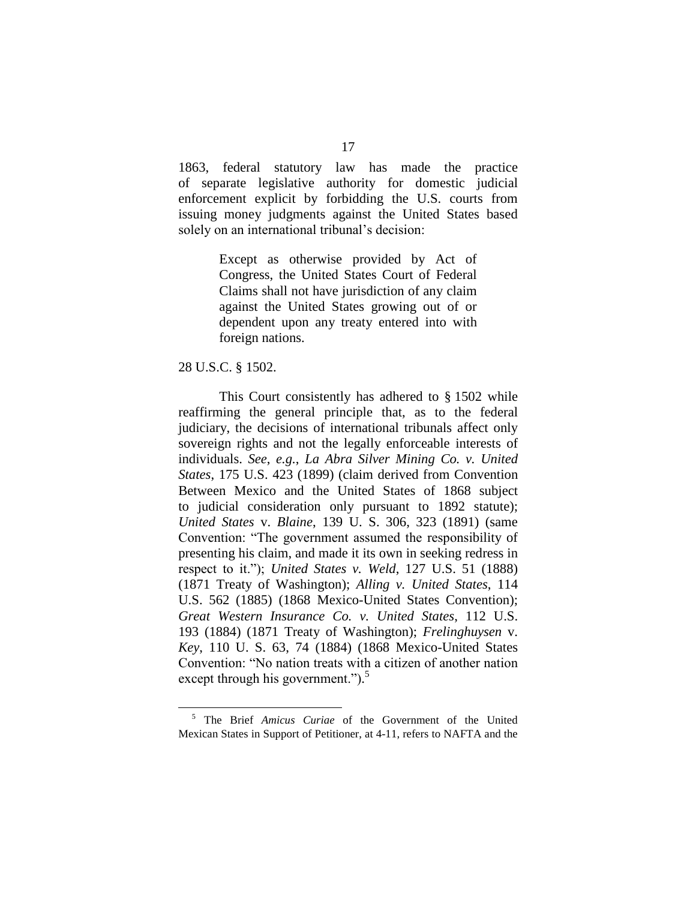1863, federal statutory law has made the practice of separate legislative authority for domestic judicial enforcement explicit by forbidding the U.S. courts from issuing money judgments against the United States based solely on an international tribunal's decision:

> Except as otherwise provided by Act of Congress, the United States Court of Federal Claims shall not have jurisdiction of any claim against the United States growing out of or dependent upon any treaty entered into with foreign nations.

28 U.S.C. § 1502.

This Court consistently has adhered to § 1502 while reaffirming the general principle that, as to the federal judiciary, the decisions of international tribunals affect only sovereign rights and not the legally enforceable interests of individuals. *See*, *e.g.*, *La Abra Silver Mining Co. v. United States*, 175 U.S. 423 (1899) (claim derived from Convention Between Mexico and the United States of 1868 subject to judicial consideration only pursuant to 1892 statute); *United States* v. *Blaine*, 139 U. S. 306, 323 (1891) (same Convention: "The government assumed the responsibility of presenting his claim, and made it its own in seeking redress in respect to it."); *United States v. Weld*, 127 U.S. 51 (1888) (1871 Treaty of Washington); *Alling v. United States*, 114 U.S. 562 (1885) (1868 Mexico-United States Convention); *Great Western Insurance Co. v. United States*, 112 U.S. 193 (1884) (1871 Treaty of Washington); *Frelinghuysen* v. *Key*, 110 U. S. 63, 74 (1884) (1868 Mexico-United States Convention: "No nation treats with a citizen of another nation except through his government.").[5]

---

[5] The Brief *Amicus Curiae* of the Government of the United Mexican States in Support of Petitioner, at 4-11, refers to NAFTA and the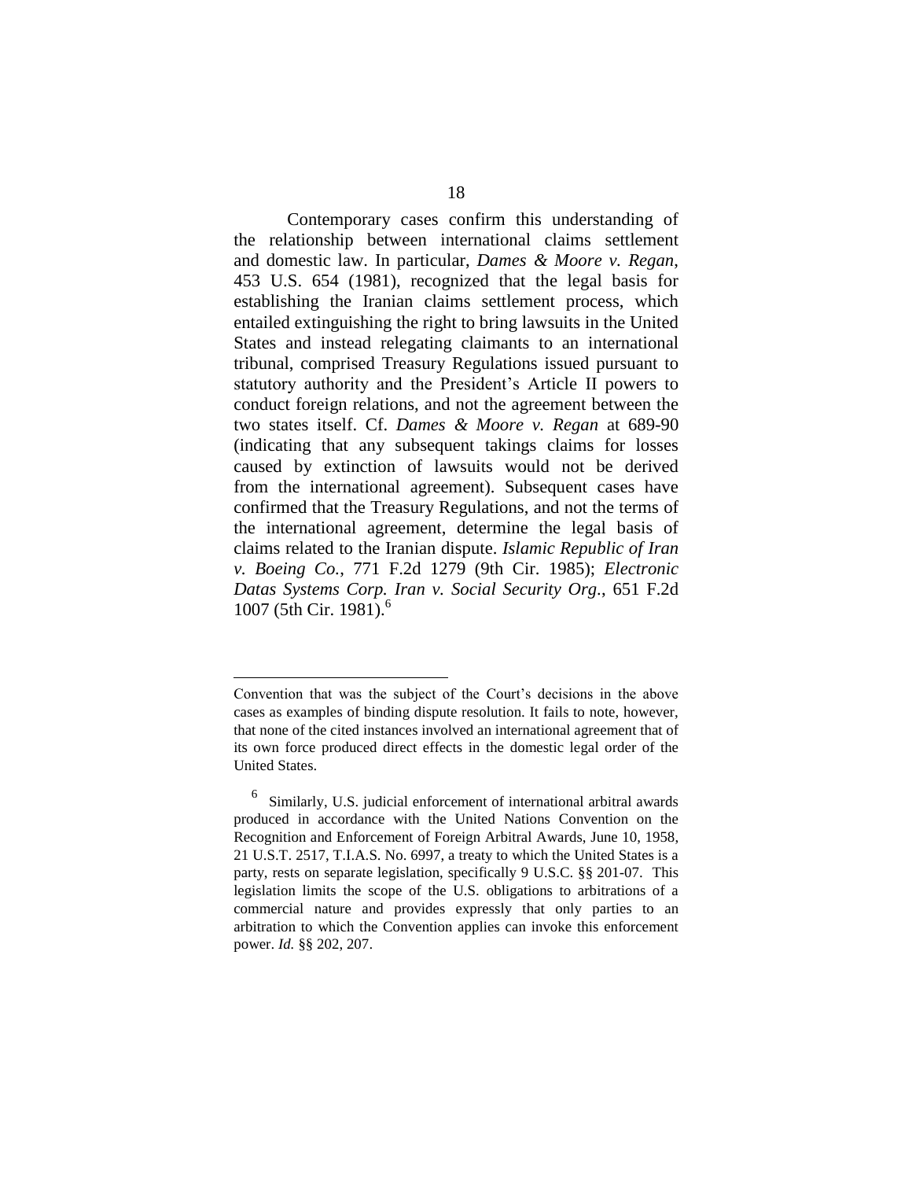Contemporary cases confirm this understanding of the relationship between international claims settlement and domestic law. In particular, *Dames & Moore v. Regan*, 453 U.S. 654 (1981), recognized that the legal basis for establishing the Iranian claims settlement process, which entailed extinguishing the right to bring lawsuits in the United States and instead relegating claimants to an international tribunal, comprised Treasury Regulations issued pursuant to statutory authority and the President's Article II powers to conduct foreign relations, and not the agreement between the two states itself. Cf. *Dames & Moore v. Regan* at 689-90 (indicating that any subsequent takings claims for losses caused by extinction of lawsuits would not be derived from the international agreement). Subsequent cases have confirmed that the Treasury Regulations, and not the terms of the international agreement, determine the legal basis of claims related to the Iranian dispute. *Islamic Republic of Iran v. Boeing Co.*, 771 F.2d 1279 (9th Cir. 1985); *Electronic Datas Systems Corp. Iran v. Social Security Org.*, 651 F.2d 1007 (5th Cir. 1981).[6]

---

Convention that was the subject of the Court's decisions in the above cases as examples of binding dispute resolution. It fails to note, however, that none of the cited instances involved an international agreement that of its own force produced direct effects in the domestic legal order of the United States.

[6] Similarly, U.S. judicial enforcement of international arbitral awards produced in accordance with the United Nations Convention on the Recognition and Enforcement of Foreign Arbitral Awards, June 10, 1958, 21 U.S.T. 2517, T.I.A.S. No. 6997, a treaty to which the United States is a party, rests on separate legislation, specifically 9 U.S.C. §§ 201-07. This legislation limits the scope of the U.S. obligations to arbitrations of a commercial nature and provides expressly that only parties to an arbitration to which the Convention applies can invoke this enforcement power. *Id.* §§ 202, 207.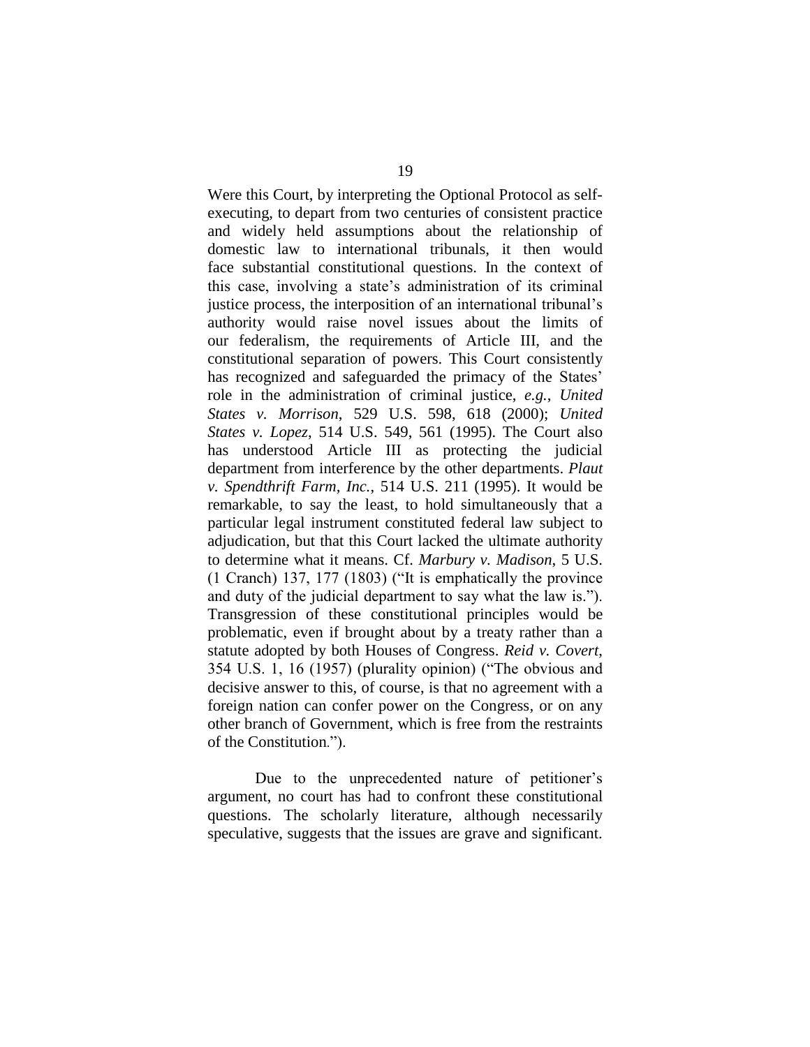Were this Court, by interpreting the Optional Protocol as self-executing, to depart from two centuries of consistent practice and widely held assumptions about the relationship of domestic law to international tribunals, it then would face substantial constitutional questions. In the context of this case, involving a state's administration of its criminal justice process, the interposition of an international tribunal's authority would raise novel issues about the limits of our federalism, the requirements of Article III, and the constitutional separation of powers. This Court consistently has recognized and safeguarded the primacy of the States' role in the administration of criminal justice, *e.g.*, *United States v. Morrison*, 529 U.S. 598, 618 (2000); *United States v. Lopez*, 514 U.S. 549, 561 (1995). The Court also has understood Article III as protecting the judicial department from interference by the other departments. *Plaut v. Spendthrift Farm, Inc.*, 514 U.S. 211 (1995). It would be remarkable, to say the least, to hold simultaneously that a particular legal instrument constituted federal law subject to adjudication, but that this Court lacked the ultimate authority to determine what it means. Cf. *Marbury v. Madison*, 5 U.S. (1 Cranch) 137, 177 (1803) ("It is emphatically the province and duty of the judicial department to say what the law is."). Transgression of these constitutional principles would be problematic, even if brought about by a treaty rather than a statute adopted by both Houses of Congress. *Reid v. Covert*, 354 U.S. 1, 16 (1957) (plurality opinion) ("The obvious and decisive answer to this, of course, is that no agreement with a foreign nation can confer power on the Congress, or on any other branch of Government, which is free from the restraints of the Constitution.").

Due to the unprecedented nature of petitioner's argument, no court has had to confront these constitutional questions. The scholarly literature, although necessarily speculative, suggests that the issues are grave and significant.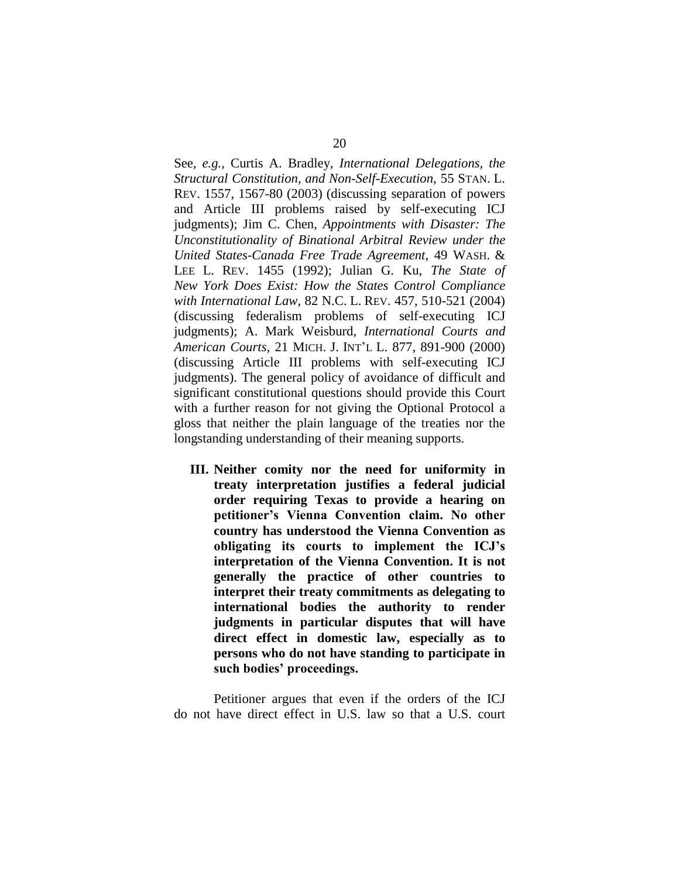See, *e.g.*, Curtis A. Bradley, *International Delegations, the Structural Constitution, and Non-Self-Execution*, 55 STAN. L. REV. 1557, 1567-80 (2003) (discussing separation of powers and Article III problems raised by self-executing ICJ judgments); Jim C. Chen, *Appointments with Disaster: The Unconstitutionality of Binational Arbitral Review under the United States-Canada Free Trade Agreement*, 49 WASH. & LEE L. REV. 1455 (1992); Julian G. Ku, *The State of New York Does Exist: How the States Control Compliance with International Law*, 82 N.C. L. REV. 457, 510-521 (2004) (discussing federalism problems of self-executing ICJ judgments); A. Mark Weisburd, *International Courts and American Courts*, 21 MICH. J. INT'L L. 877, 891-900 (2000) (discussing Article III problems with self-executing ICJ judgments). The general policy of avoidance of difficult and significant constitutional questions should provide this Court with a further reason for not giving the Optional Protocol a gloss that neither the plain language of the treaties nor the longstanding understanding of their meaning supports.

## III. Neither comity nor the need for uniformity in treaty interpretation justifies a federal judicial order requiring Texas to provide a hearing on petitioner's Vienna Convention claim. No other country has understood the Vienna Convention as obligating its courts to implement the ICJ's interpretation of the Vienna Convention. It is not generally the practice of other countries to interpret their treaty commitments as delegating to international bodies the authority to render judgments in particular disputes that will have direct effect in domestic law, especially as to persons who do not have standing to participate in such bodies' proceedings.

Petitioner argues that even if the orders of the ICJ do not have direct effect in U.S. law so that a U.S. court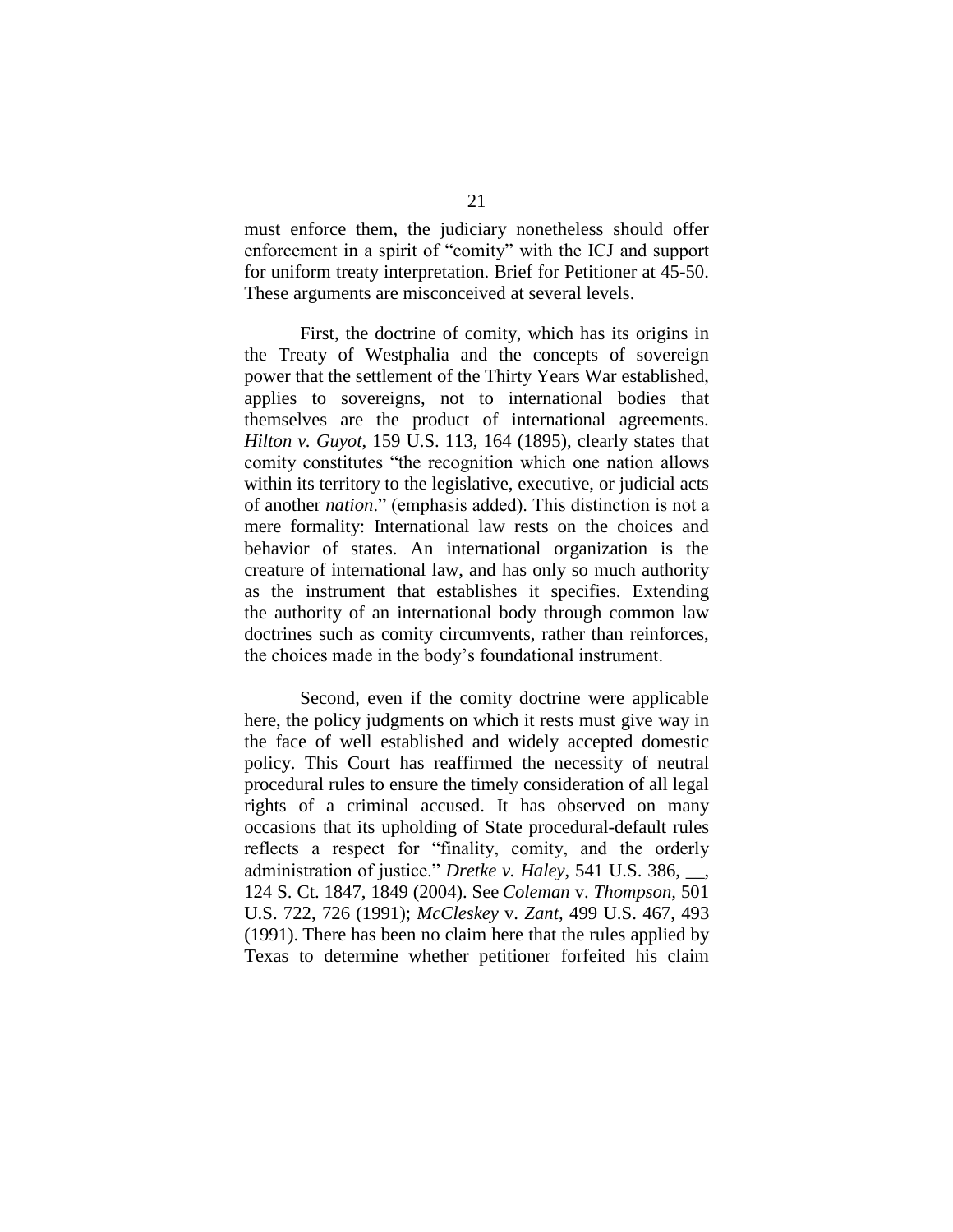must enforce them, the judiciary nonetheless should offer enforcement in a spirit of "comity" with the ICJ and support for uniform treaty interpretation. Brief for Petitioner at 45-50. These arguments are misconceived at several levels.

First, the doctrine of comity, which has its origins in the Treaty of Westphalia and the concepts of sovereign power that the settlement of the Thirty Years War established, applies to sovereigns, not to international bodies that themselves are the product of international agreements. *Hilton v. Guyot*, 159 U.S. 113, 164 (1895), clearly states that comity constitutes "the recognition which one nation allows within its territory to the legislative, executive, or judicial acts of another *nation*." (emphasis added). This distinction is not a mere formality: International law rests on the choices and behavior of states. An international organization is the creature of international law, and has only so much authority as the instrument that establishes it specifies. Extending the authority of an international body through common law doctrines such as comity circumvents, rather than reinforces, the choices made in the body's foundational instrument.

Second, even if the comity doctrine were applicable here, the policy judgments on which it rests must give way in the face of well established and widely accepted domestic policy. This Court has reaffirmed the necessity of neutral procedural rules to ensure the timely consideration of all legal rights of a criminal accused. It has observed on many occasions that its upholding of State procedural-default rules reflects a respect for "finality, comity, and the orderly administration of justice." *Dretke v. Haley*, 541 U.S. 386, __, 124 S. Ct. 1847, 1849 (2004). See *Coleman* v. *Thompson*, 501 U.S. 722, 726 (1991); *McCleskey* v. *Zant*, 499 U.S. 467, 493 (1991). There has been no claim here that the rules applied by Texas to determine whether petitioner forfeited his claim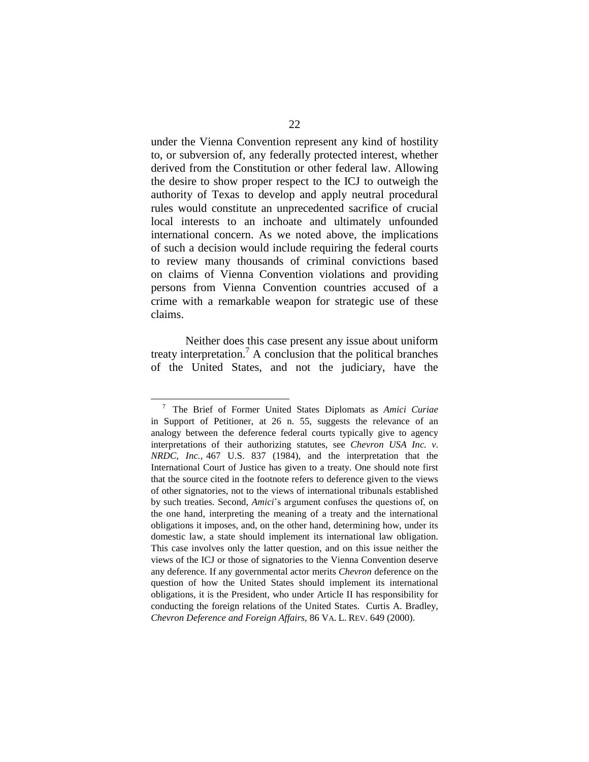under the Vienna Convention represent any kind of hostility to, or subversion of, any federally protected interest, whether derived from the Constitution or other federal law. Allowing the desire to show proper respect to the ICJ to outweigh the authority of Texas to develop and apply neutral procedural rules would constitute an unprecedented sacrifice of crucial local interests to an inchoate and ultimately unfounded international concern. As we noted above, the implications of such a decision would include requiring the federal courts to review many thousands of criminal convictions based on claims of Vienna Convention violations and providing persons from Vienna Convention countries accused of a crime with a remarkable weapon for strategic use of these claims.

Neither does this case present any issue about uniform treaty interpretation.[7] A conclusion that the political branches of the United States, and not the judiciary, have the

---

[7] The Brief of Former United States Diplomats as *Amici Curiae* in Support of Petitioner, at 26 n. 55, suggests the relevance of an analogy between the deference federal courts typically give to agency interpretations of their authorizing statutes, see *Chevron USA Inc. v. NRDC, Inc.*, 467 U.S. 837 (1984), and the interpretation that the International Court of Justice has given to a treaty. One should note first that the source cited in the footnote refers to deference given to the views of other signatories, not to the views of international tribunals established by such treaties. Second, *Amici*'s argument confuses the questions of, on the one hand, interpreting the meaning of a treaty and the international obligations it imposes, and, on the other hand, determining how, under its domestic law, a state should implement its international law obligation. This case involves only the latter question, and on this issue neither the views of the ICJ or those of signatories to the Vienna Convention deserve any deference. If any governmental actor merits *Chevron* deference on the question of how the United States should implement its international obligations, it is the President, who under Article II has responsibility for conducting the foreign relations of the United States. Curtis A. Bradley, *Chevron Deference and Foreign Affairs*, 86 VA. L. REV. 649 (2000).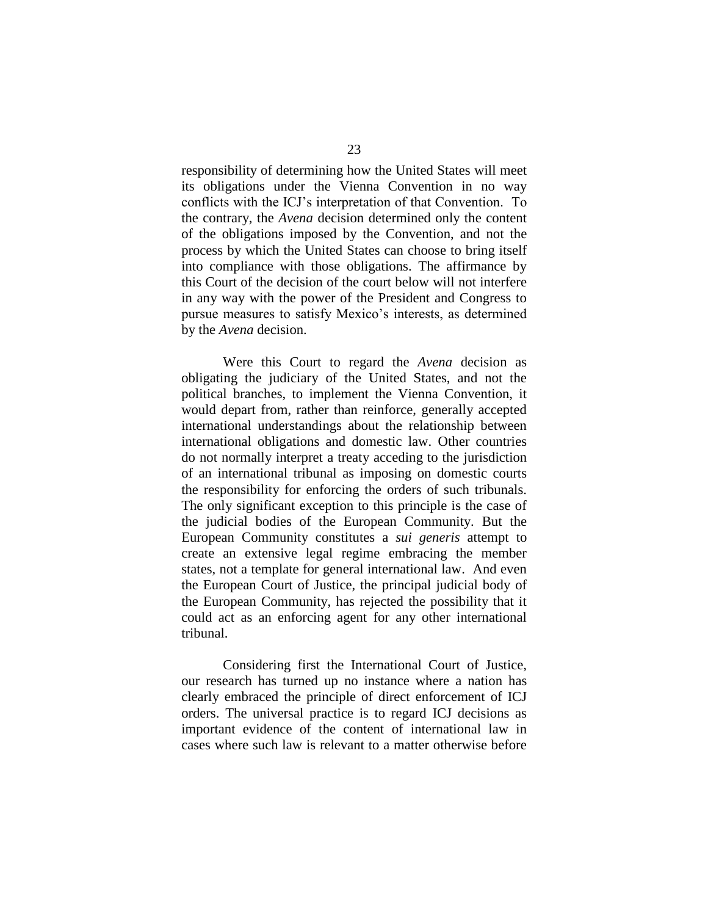responsibility of determining how the United States will meet its obligations under the Vienna Convention in no way conflicts with the ICJ's interpretation of that Convention. To the contrary, the *Avena* decision determined only the content of the obligations imposed by the Convention, and not the process by which the United States can choose to bring itself into compliance with those obligations. The affirmance by this Court of the decision of the court below will not interfere in any way with the power of the President and Congress to pursue measures to satisfy Mexico's interests, as determined by the *Avena* decision.

Were this Court to regard the *Avena* decision as obligating the judiciary of the United States, and not the political branches, to implement the Vienna Convention, it would depart from, rather than reinforce, generally accepted international understandings about the relationship between international obligations and domestic law. Other countries do not normally interpret a treaty acceding to the jurisdiction of an international tribunal as imposing on domestic courts the responsibility for enforcing the orders of such tribunals. The only significant exception to this principle is the case of the judicial bodies of the European Community. But the European Community constitutes a *sui generis* attempt to create an extensive legal regime embracing the member states, not a template for general international law. And even the European Court of Justice, the principal judicial body of the European Community, has rejected the possibility that it could act as an enforcing agent for any other international tribunal.

Considering first the International Court of Justice, our research has turned up no instance where a nation has clearly embraced the principle of direct enforcement of ICJ orders. The universal practice is to regard ICJ decisions as important evidence of the content of international law in cases where such law is relevant to a matter otherwise before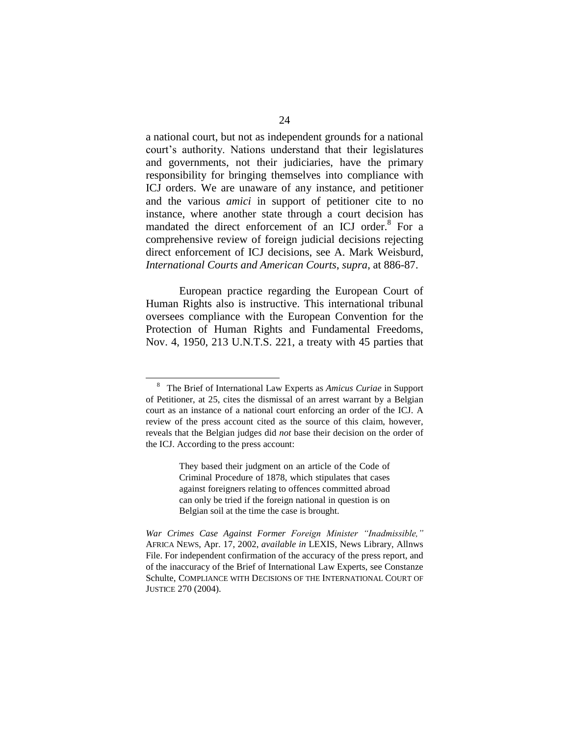a national court, but not as independent grounds for a national court's authority. Nations understand that their legislatures and governments, not their judiciaries, have the primary responsibility for bringing themselves into compliance with ICJ orders. We are unaware of any instance, and petitioner and the various *amici* in support of petitioner cite to no instance, where another state through a court decision has mandated the direct enforcement of an ICJ order.[8] For a comprehensive review of foreign judicial decisions rejecting direct enforcement of ICJ decisions, see A. Mark Weisburd, *International Courts and American Courts*, *supra*, at 886-87.

European practice regarding the European Court of Human Rights also is instructive. This international tribunal oversees compliance with the European Convention for the Protection of Human Rights and Fundamental Freedoms, Nov. 4, 1950, 213 U.N.T.S. 221, a treaty with 45 parties that

---

[8] The Brief of International Law Experts as *Amicus Curiae* in Support of Petitioner, at 25, cites the dismissal of an arrest warrant by a Belgian court as an instance of a national court enforcing an order of the ICJ. A review of the press account cited as the source of this claim, however, reveals that the Belgian judges did *not* base their decision on the order of the ICJ. According to the press account:

> They based their judgment on an article of the Code of Criminal Procedure of 1878, which stipulates that cases against foreigners relating to offences committed abroad can only be tried if the foreign national in question is on Belgian soil at the time the case is brought.

*War Crimes Case Against Former Foreign Minister "Inadmissible,"* AFRICA NEWS, Apr. 17, 2002, *available in* LEXIS, News Library, Allnws File. For independent confirmation of the accuracy of the press report, and of the inaccuracy of the Brief of International Law Experts, see Constanze Schulte, COMPLIANCE WITH DECISIONS OF THE INTERNATIONAL COURT OF JUSTICE 270 (2004).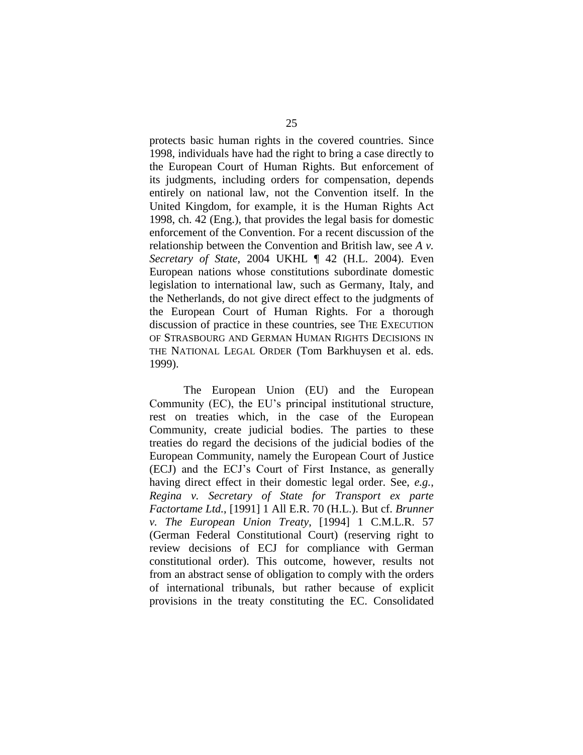protects basic human rights in the covered countries. Since 1998, individuals have had the right to bring a case directly to the European Court of Human Rights. But enforcement of its judgments, including orders for compensation, depends entirely on national law, not the Convention itself. In the United Kingdom, for example, it is the Human Rights Act 1998, ch. 42 (Eng.), that provides the legal basis for domestic enforcement of the Convention. For a recent discussion of the relationship between the Convention and British law, see *A v. Secretary of State*, 2004 UKHL ¶ 42 (H.L. 2004). Even European nations whose constitutions subordinate domestic legislation to international law, such as Germany, Italy, and the Netherlands, do not give direct effect to the judgments of the European Court of Human Rights. For a thorough discussion of practice in these countries, see THE EXECUTION OF STRASBOURG AND GERMAN HUMAN RIGHTS DECISIONS IN THE NATIONAL LEGAL ORDER (Tom Barkhuysen et al. eds. 1999).

The European Union (EU) and the European Community (EC), the EU's principal institutional structure, rest on treaties which, in the case of the European Community, create judicial bodies. The parties to these treaties do regard the decisions of the judicial bodies of the European Community, namely the European Court of Justice (ECJ) and the ECJ's Court of First Instance, as generally having direct effect in their domestic legal order. See, *e.g.*, *Regina v. Secretary of State for Transport ex parte Factortame Ltd.*, [1991] 1 All E.R. 70 (H.L.). But cf. *Brunner v. The European Union Treaty*, [1994] 1 C.M.L.R. 57 (German Federal Constitutional Court) (reserving right to review decisions of ECJ for compliance with German constitutional order). This outcome, however, results not from an abstract sense of obligation to comply with the orders of international tribunals, but rather because of explicit provisions in the treaty constituting the EC. Consolidated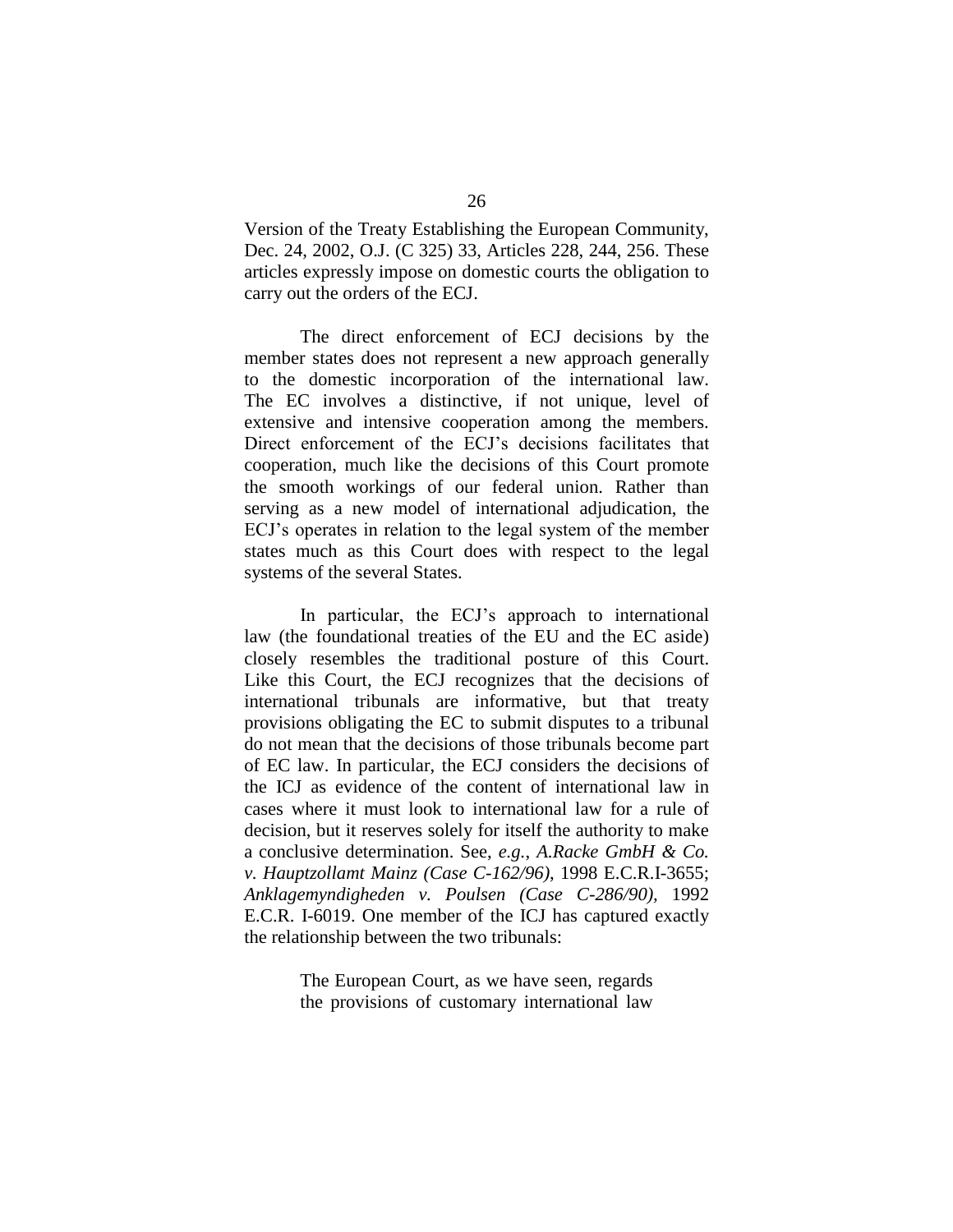Version of the Treaty Establishing the European Community, Dec. 24, 2002, O.J. (C 325) 33, Articles 228, 244, 256. These articles expressly impose on domestic courts the obligation to carry out the orders of the ECJ.

The direct enforcement of ECJ decisions by the member states does not represent a new approach generally to the domestic incorporation of the international law. The EC involves a distinctive, if not unique, level of extensive and intensive cooperation among the members. Direct enforcement of the ECJ's decisions facilitates that cooperation, much like the decisions of this Court promote the smooth workings of our federal union. Rather than serving as a new model of international adjudication, the ECJ's operates in relation to the legal system of the member states much as this Court does with respect to the legal systems of the several States.

In particular, the ECJ's approach to international law (the foundational treaties of the EU and the EC aside) closely resembles the traditional posture of this Court. Like this Court, the ECJ recognizes that the decisions of international tribunals are informative, but that treaty provisions obligating the EC to submit disputes to a tribunal do not mean that the decisions of those tribunals become part of EC law. In particular, the ECJ considers the decisions of the ICJ as evidence of the content of international law in cases where it must look to international law for a rule of decision, but it reserves solely for itself the authority to make a conclusive determination. See, *e.g.*, *A.Racke GmbH & Co. v. Hauptzollamt Mainz (Case C-162/96)*, 1998 E.C.R.I-3655; *Anklagemyndigheden v. Poulsen (Case C-286/90)*, 1992 E.C.R. I-6019. One member of the ICJ has captured exactly the relationship between the two tribunals:

> The European Court, as we have seen, regards the provisions of customary international law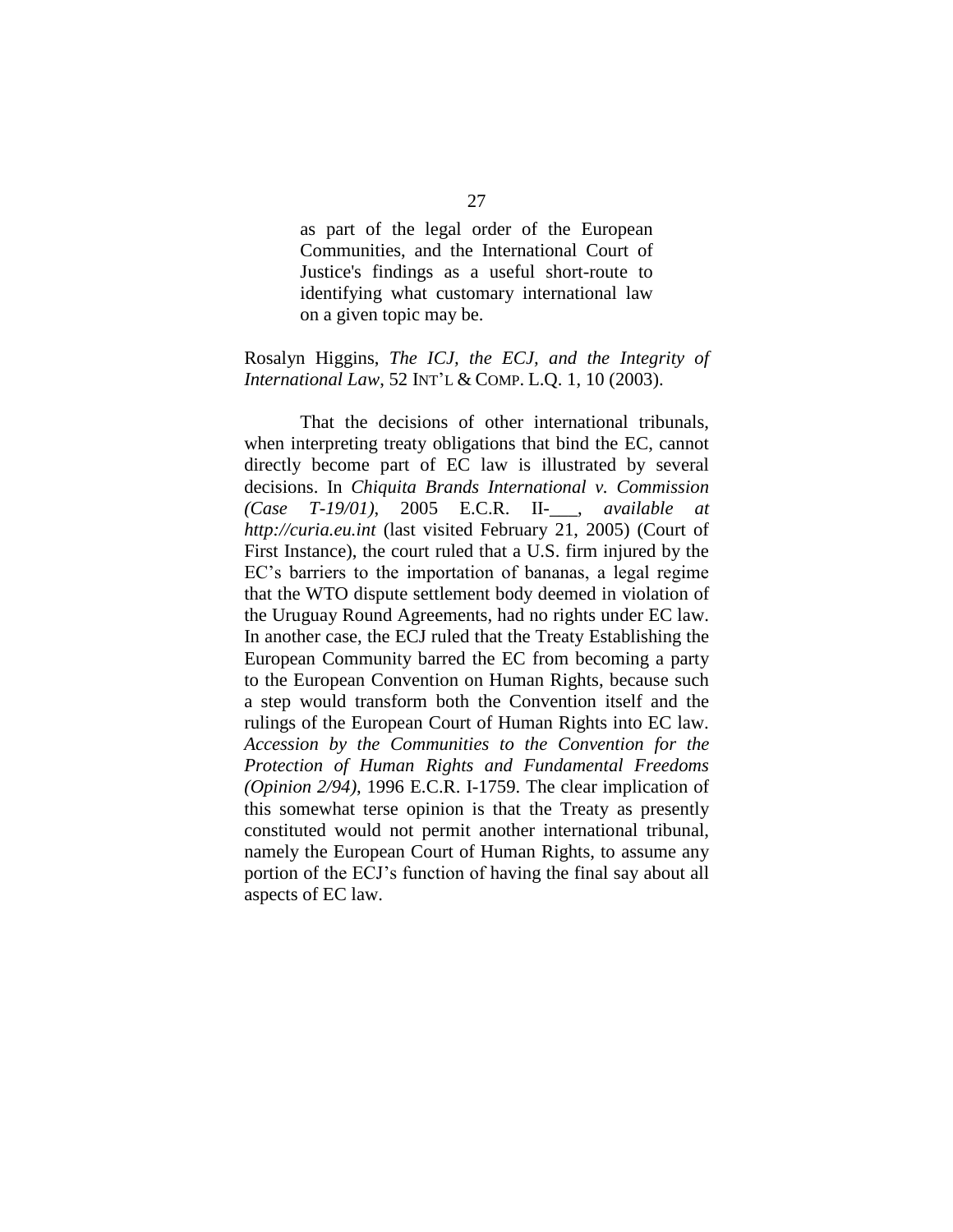> as part of the legal order of the European Communities, and the International Court of Justice's findings as a useful short-route to identifying what customary international law on a given topic may be.

Rosalyn Higgins, *The ICJ, the ECJ, and the Integrity of International Law*, 52 INT'L & COMP. L.Q. 1, 10 (2003).

That the decisions of other international tribunals, when interpreting treaty obligations that bind the EC, cannot directly become part of EC law is illustrated by several decisions. In *Chiquita Brands International v. Commission (Case T-19/01)*, 2005 E.C.R. II-___, *available at http://curia.eu.int* (last visited February 21, 2005) (Court of First Instance), the court ruled that a U.S. firm injured by the EC's barriers to the importation of bananas, a legal regime that the WTO dispute settlement body deemed in violation of the Uruguay Round Agreements, had no rights under EC law. In another case, the ECJ ruled that the Treaty Establishing the European Community barred the EC from becoming a party to the European Convention on Human Rights, because such a step would transform both the Convention itself and the rulings of the European Court of Human Rights into EC law. *Accession by the Communities to the Convention for the Protection of Human Rights and Fundamental Freedoms (Opinion 2/94)*, 1996 E.C.R. I-1759. The clear implication of this somewhat terse opinion is that the Treaty as presently constituted would not permit another international tribunal, namely the European Court of Human Rights, to assume any portion of the ECJ's function of having the final say about all aspects of EC law.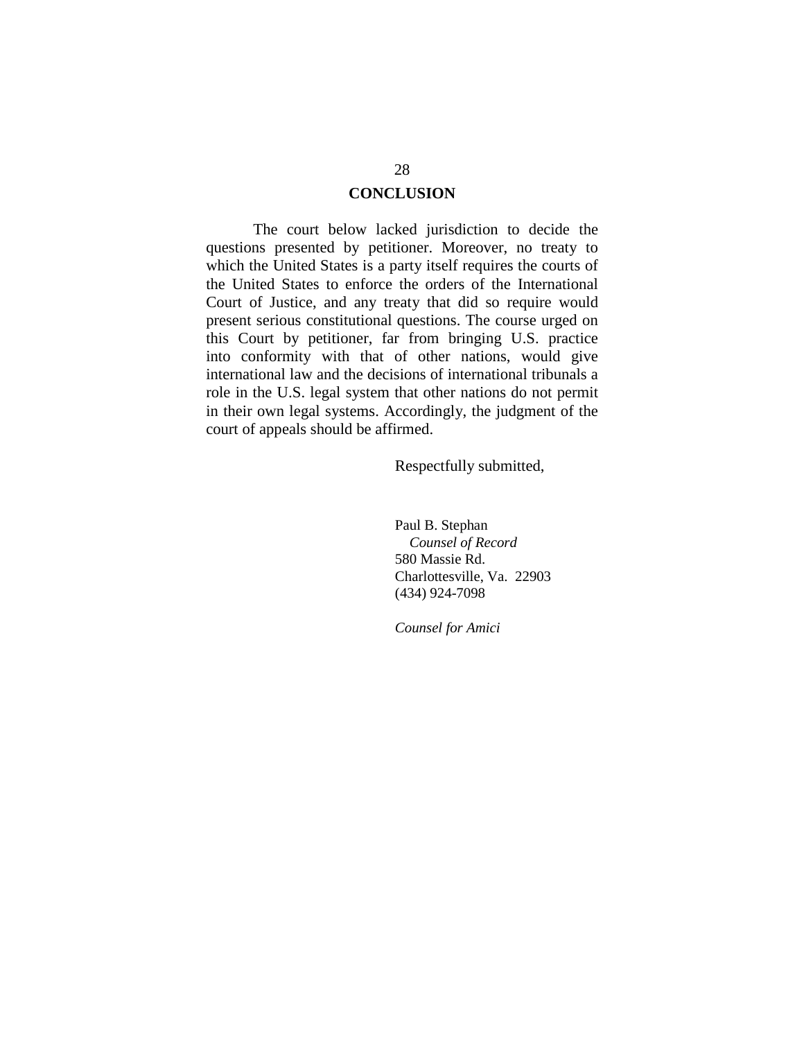## CONCLUSION

The court below lacked jurisdiction to decide the questions presented by petitioner. Moreover, no treaty to which the United States is a party itself requires the courts of the United States to enforce the orders of the International Court of Justice, and any treaty that did so require would present serious constitutional questions. The course urged on this Court by petitioner, far from bringing U.S. practice into conformity with that of other nations, would give international law and the decisions of international tribunals a role in the U.S. legal system that other nations do not permit in their own legal systems. Accordingly, the judgment of the court of appeals should be affirmed.

Respectfully submitted,

Paul B. Stephan
*Counsel of Record*
580 Massie Rd.
Charlottesville, Va. 22903
(434) 924-7098

*Counsel for Amici*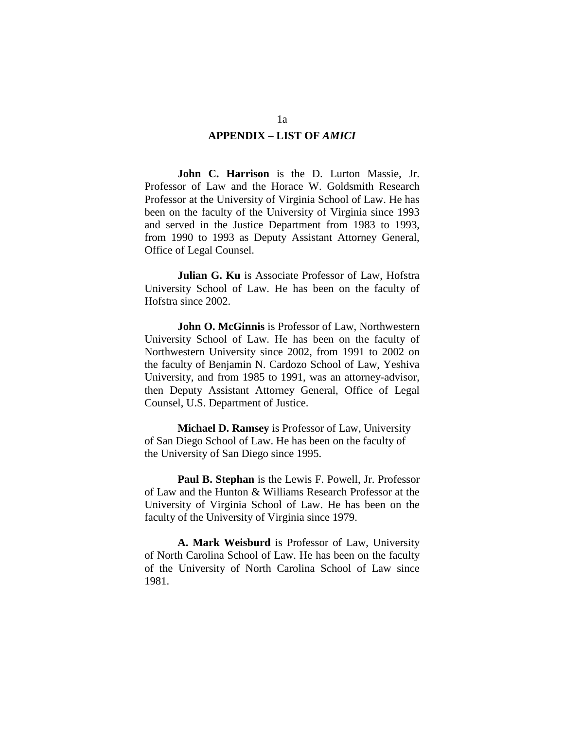## APPENDIX – LIST OF *AMICI*

**John C. Harrison** is the D. Lurton Massie, Jr. Professor of Law and the Horace W. Goldsmith Research Professor at the University of Virginia School of Law. He has been on the faculty of the University of Virginia since 1993 and served in the Justice Department from 1983 to 1993, from 1990 to 1993 as Deputy Assistant Attorney General, Office of Legal Counsel.

**Julian G. Ku** is Associate Professor of Law, Hofstra University School of Law. He has been on the faculty of Hofstra since 2002.

**John O. McGinnis** is Professor of Law, Northwestern University School of Law. He has been on the faculty of Northwestern University since 2002, from 1991 to 2002 on the faculty of Benjamin N. Cardozo School of Law, Yeshiva University, and from 1985 to 1991, was an attorney-advisor, then Deputy Assistant Attorney General, Office of Legal Counsel, U.S. Department of Justice.

**Michael D. Ramsey** is Professor of Law, University of San Diego School of Law. He has been on the faculty of the University of San Diego since 1995.

**Paul B. Stephan** is the Lewis F. Powell, Jr. Professor of Law and the Hunton & Williams Research Professor at the University of Virginia School of Law. He has been on the faculty of the University of Virginia since 1979.

**A. Mark Weisburd** is Professor of Law, University of North Carolina School of Law. He has been on the faculty of the University of North Carolina School of Law since 1981.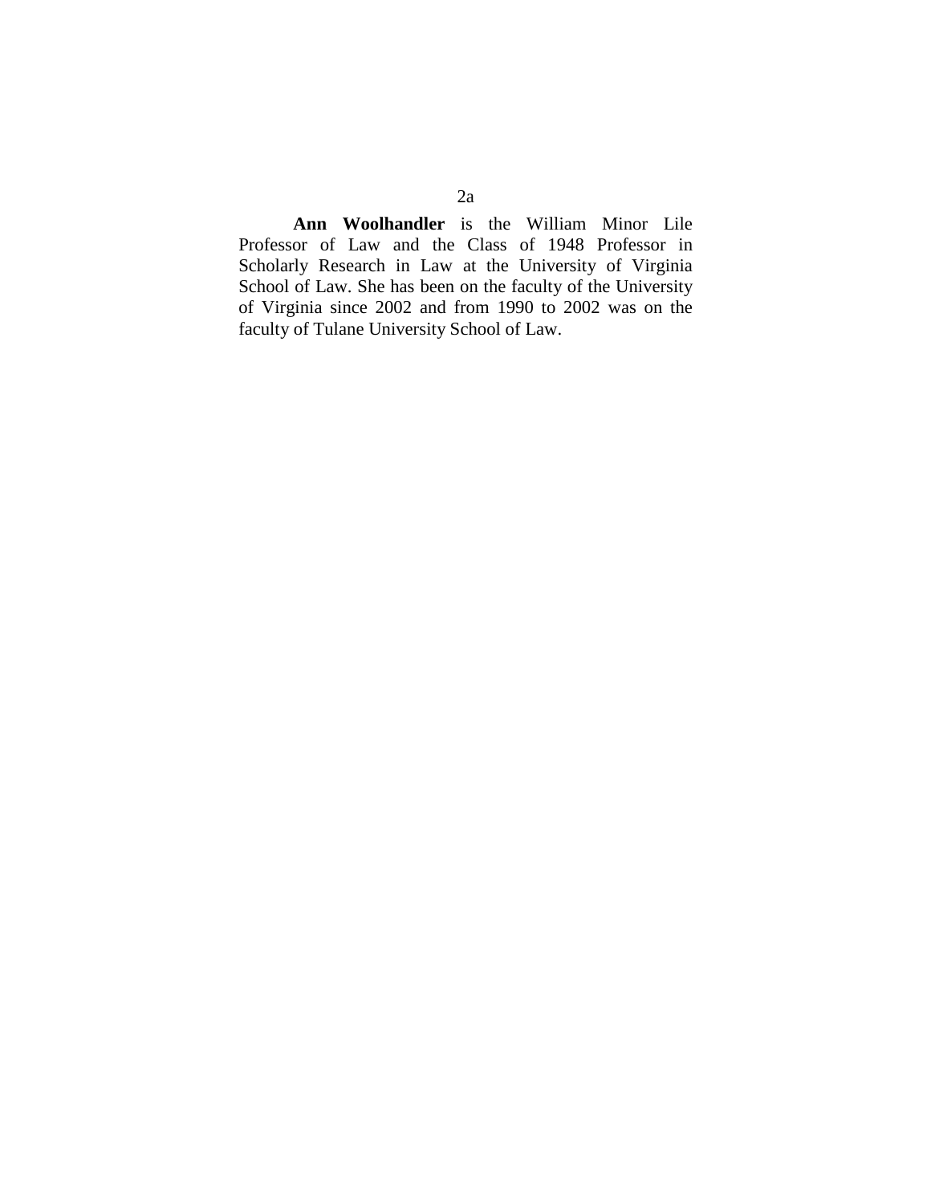**Ann Woolhandler** is the William Minor Lile Professor of Law and the Class of 1948 Professor in Scholarly Research in Law at the University of Virginia School of Law. She has been on the faculty of the University of Virginia since 2002 and from 1990 to 2002 was on the faculty of Tulane University School of Law.